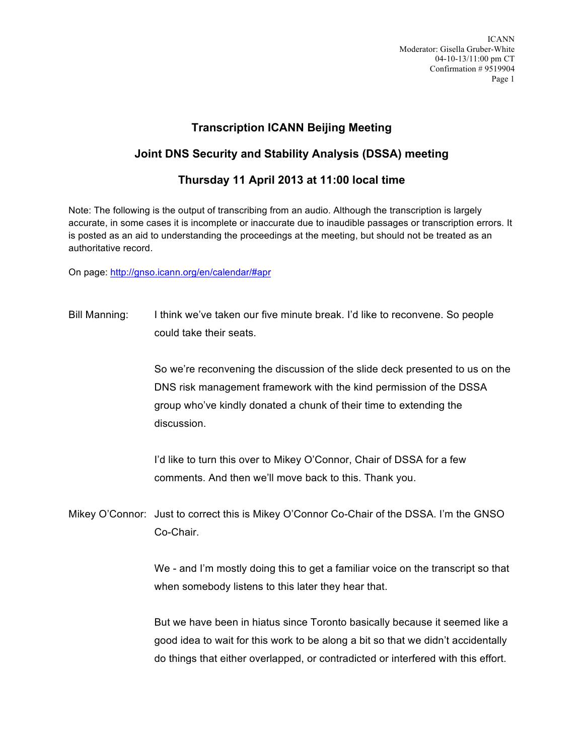# Transcription ICANN Beijing Meeting

## Joint DNS Security and Stability Analysis (DSSA) meeting

## Thursday 11 April 2013 at 11:00 local time

Note: The following is the output of transcribing from an audio. Although the transcription is largely accurate, in some cases it is incomplete or inaccurate due to inaudible passages or transcription errors. It is posted as an aid to understanding the proceedings at the meeting, but should not be treated as an authoritative record.

On page: http://gnso.icann.org/en/calendar/#apr

Bill Manning: I think we've taken our five minute break. I'd like to reconvene. So people could take their seats.

So we're reconvening the discussion of the slide deck presented to us on the DNS risk management framework with the kind permission of the DSSA group who've kindly donated a chunk of their time to extending the discussion.

I'd like to turn this over to Mikey O'Connor, Chair of DSSA for a few comments. And then we'll move back to this. Thank you.

Mikey O'Connor: Just to correct this is Mikey O'Connor Co-Chair of the DSSA. I'm the GNSO Co-Chair.

We - and I'm mostly doing this to get a familiar voice on the transcript so that when somebody listens to this later they hear that.

But we have been in hiatus since Toronto basically because it seemed like a good idea to wait for this work to be along a bit so that we didn't accidentally do things that either overlapped, or contradicted or interfered with this effort.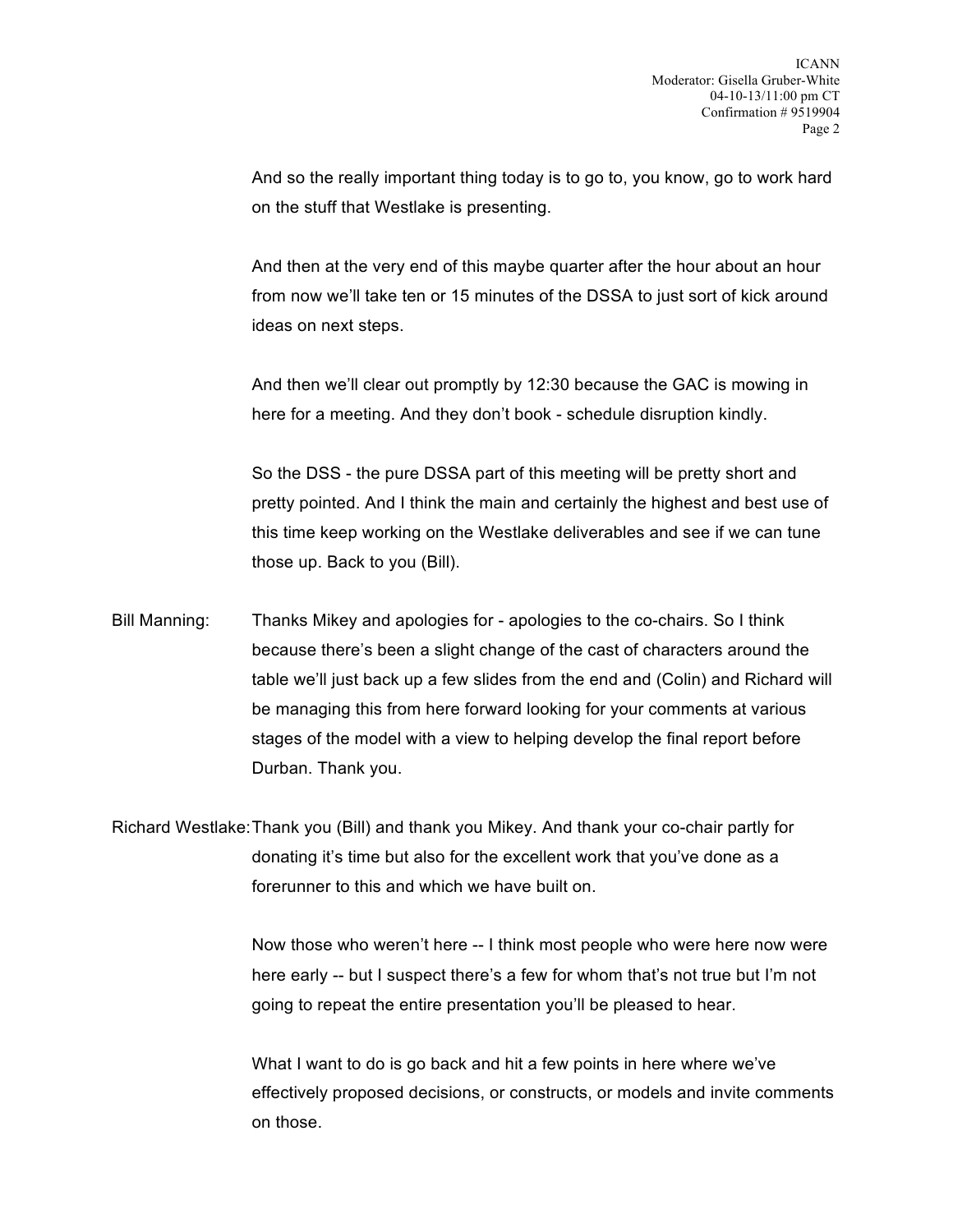And so the really important thing today is to go to, you know, go to work hard on the stuff that Westlake is presenting.

And then at the very end of this maybe quarter after the hour about an hour from now we'll take ten or 15 minutes of the DSSA to just sort of kick around ideas on next steps.

And then we'll clear out promptly by 12:30 because the GAC is mowing in here for a meeting. And they don't book - schedule disruption kindly.

So the DSS - the pure DSSA part of this meeting will be pretty short and pretty pointed. And I think the main and certainly the highest and best use of this time keep working on the Westlake deliverables and see if we can tune those up. Back to you (Bill).

Bill Manning: Thanks Mikey and apologies for - apologies to the co-chairs. So I think because there's been a slight change of the cast of characters around the table we'll just back up a few slides from the end and (Colin) and Richard will be managing this from here forward looking for your comments at various stages of the model with a view to helping develop the final report before Durban. Thank you.

Richard Westlake: Thank you (Bill) and thank you Mikey. And thank your co-chair partly for donating it's time but also for the excellent work that you've done as a forerunner to this and which we have built on.

Now those who weren't here -- I think most people who were here now were here early -- but I suspect there's a few for whom that's not true but I'm not going to repeat the entire presentation you'll be pleased to hear.

What I want to do is go back and hit a few points in here where we've effectively proposed decisions, or constructs, or models and invite comments on those.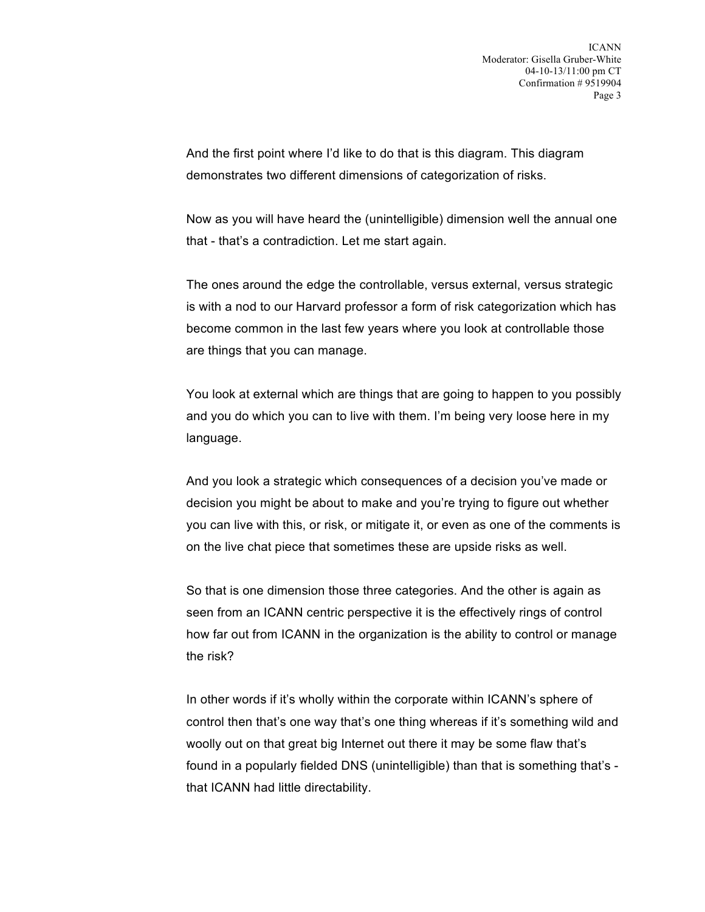And the first point where I'd like to do that is this diagram. This diagram demonstrates two different dimensions of categorization of risks.

Now as you will have heard the (unintelligible) dimension well the annual one that - that's a contradiction. Let me start again.

The ones around the edge the controllable, versus external, versus strategic is with a nod to our Harvard professor a form of risk categorization which has become common in the last few years where you look at controllable those are things that you can manage.

You look at external which are things that are going to happen to you possibly and you do which you can to live with them. I'm being very loose here in my language.

And you look a strategic which consequences of a decision you've made or decision you might be about to make and you're trying to figure out whether you can live with this, or risk, or mitigate it, or even as one of the comments is on the live chat piece that sometimes these are upside risks as well.

So that is one dimension those three categories. And the other is again as seen from an ICANN centric perspective it is the effectively rings of control how far out from ICANN in the organization is the ability to control or manage the risk?

In other words if it's wholly within the corporate within ICANN's sphere of control then that's one way that's one thing whereas if it's something wild and woolly out on that great big Internet out there it may be some flaw that's found in a popularly fielded DNS (unintelligible) than that is something that's - that ICANN had little directability.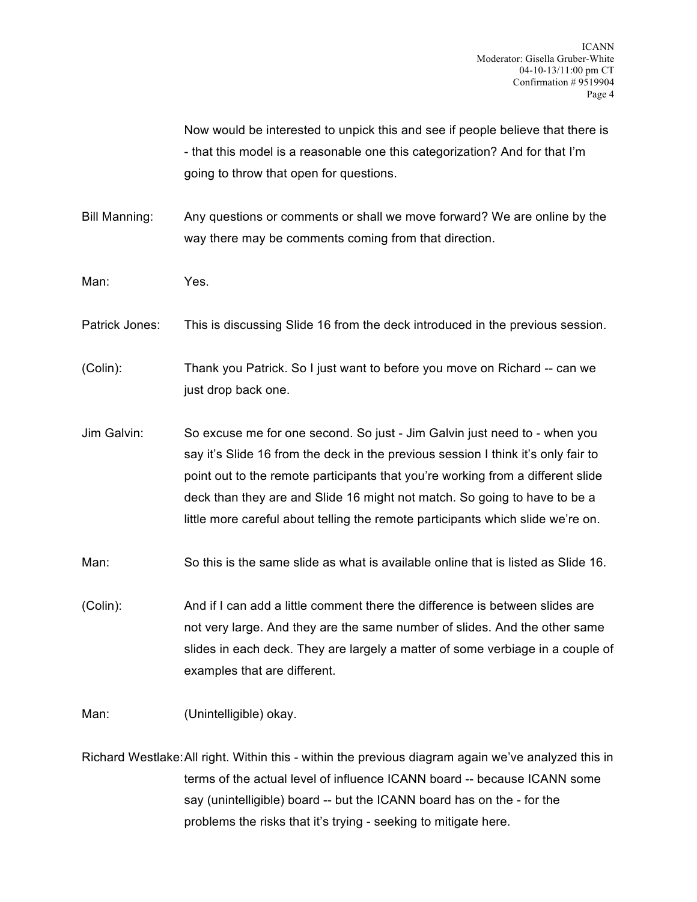Now would be interested to unpick this and see if people believe that there is - that this model is a reasonable one this categorization? And for that I'm going to throw that open for questions.

Bill Manning: Any questions or comments or shall we move forward? We are online by the way there may be comments coming from that direction.

Man: Yes.

Patrick Jones: This is discussing Slide 16 from the deck introduced in the previous session.

(Colin): Thank you Patrick. So I just want to before you move on Richard -- can we just drop back one.

Jim Galvin: So excuse me for one second. So just - Jim Galvin just need to - when you say it's Slide 16 from the deck in the previous session I think it's only fair to point out to the remote participants that you're working from a different slide deck than they are and Slide 16 might not match. So going to have to be a little more careful about telling the remote participants which slide we're on.

Man: So this is the same slide as what is available online that is listed as Slide 16.

(Colin): And if I can add a little comment there the difference is between slides are not very large. And they are the same number of slides. And the other same slides in each deck. They are largely a matter of some verbiage in a couple of examples that are different.

Man: (Unintelligible) okay.

Richard Westlake: All right. Within this - within the previous diagram again we've analyzed this in terms of the actual level of influence ICANN board -- because ICANN some say (unintelligible) board -- but the ICANN board has on the - for the problems the risks that it's trying - seeking to mitigate here.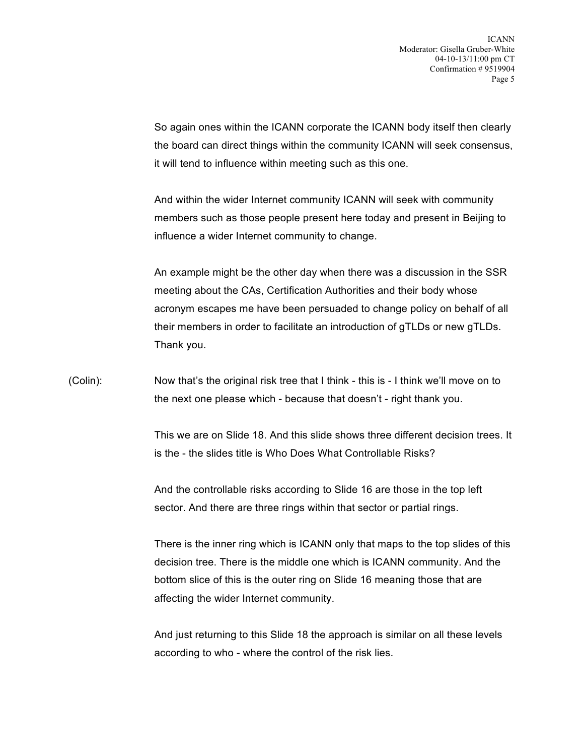So again ones within the ICANN corporate the ICANN body itself then clearly the board can direct things within the community ICANN will seek consensus, it will tend to influence within meeting such as this one.

And within the wider Internet community ICANN will seek with community members such as those people present here today and present in Beijing to influence a wider Internet community to change.

An example might be the other day when there was a discussion in the SSR meeting about the CAs, Certification Authorities and their body whose acronym escapes me have been persuaded to change policy on behalf of all their members in order to facilitate an introduction of gTLDs or new gTLDs. Thank you.

(Colin): Now that's the original risk tree that I think - this is - I think we'll move on to the next one please which - because that doesn't - right thank you.

This we are on Slide 18. And this slide shows three different decision trees. It is the - the slides title is Who Does What Controllable Risks?

And the controllable risks according to Slide 16 are those in the top left sector. And there are three rings within that sector or partial rings.

There is the inner ring which is ICANN only that maps to the top slides of this decision tree. There is the middle one which is ICANN community. And the bottom slice of this is the outer ring on Slide 16 meaning those that are affecting the wider Internet community.

And just returning to this Slide 18 the approach is similar on all these levels according to who - where the control of the risk lies.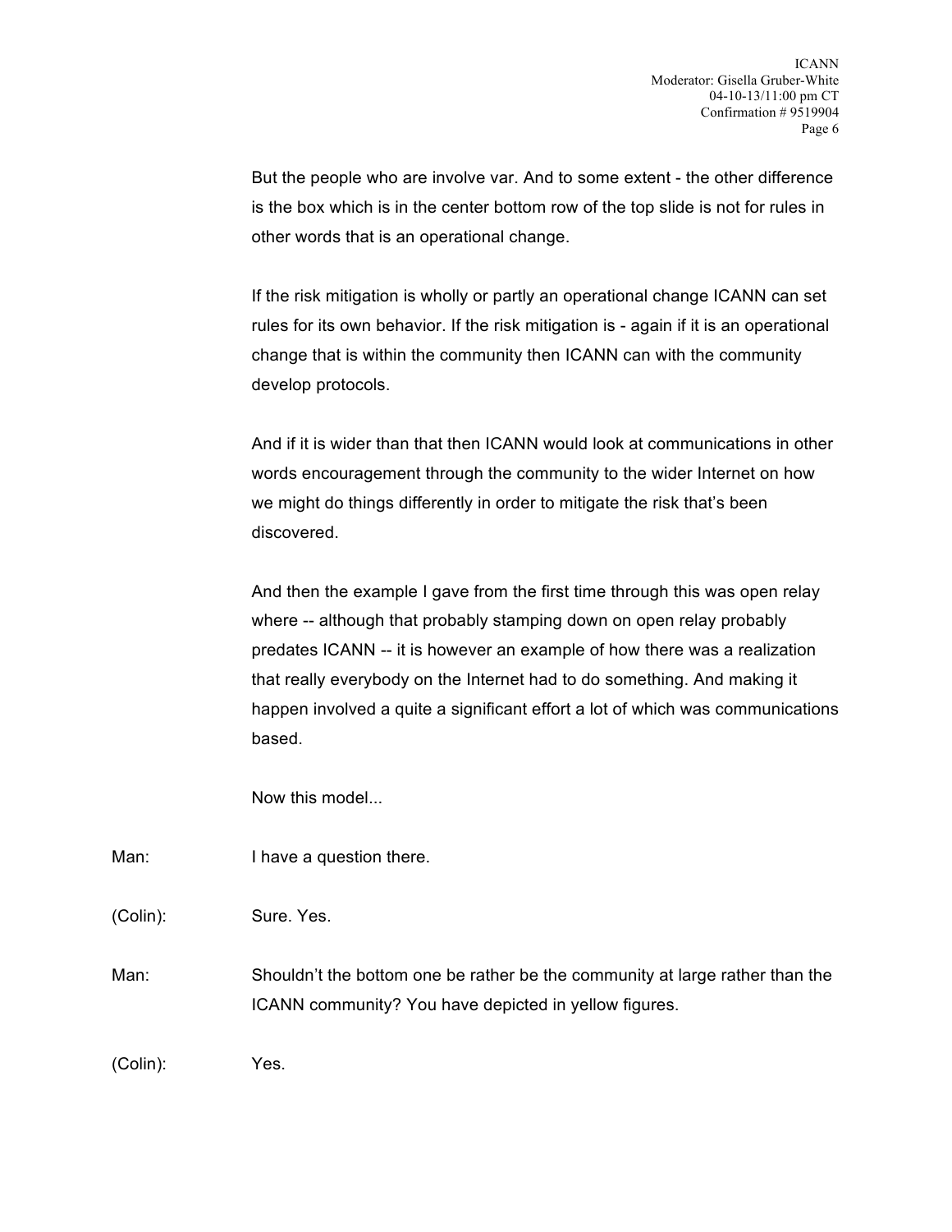But the people who are involve var. And to some extent - the other difference is the box which is in the center bottom row of the top slide is not for rules in other words that is an operational change.

If the risk mitigation is wholly or partly an operational change ICANN can set rules for its own behavior. If the risk mitigation is - again if it is an operational change that is within the community then ICANN can with the community develop protocols.

And if it is wider than that then ICANN would look at communications in other words encouragement through the community to the wider Internet on how we might do things differently in order to mitigate the risk that's been discovered.

And then the example I gave from the first time through this was open relay where -- although that probably stamping down on open relay probably predates ICANN -- it is however an example of how there was a realization that really everybody on the Internet had to do something. And making it happen involved a quite a significant effort a lot of which was communications based.

Now this model...

Man: I have a question there.

(Colin): Sure. Yes.

Man: Shouldn't the bottom one be rather be the community at large rather than the ICANN community? You have depicted in yellow figures.

(Colin): Yes.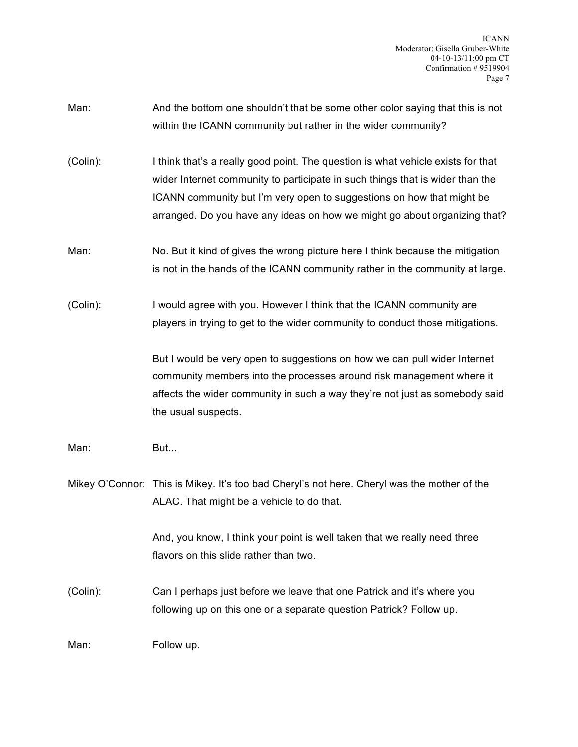Man: And the bottom one shouldn't that be some other color saying that this is not within the ICANN community but rather in the wider community?

(Colin): I think that's a really good point. The question is what vehicle exists for that wider Internet community to participate in such things that is wider than the ICANN community but I'm very open to suggestions on how that might be arranged. Do you have any ideas on how we might go about organizing that?

Man: No. But it kind of gives the wrong picture here I think because the mitigation is not in the hands of the ICANN community rather in the community at large.

(Colin): I would agree with you. However I think that the ICANN community are players in trying to get to the wider community to conduct those mitigations.

But I would be very open to suggestions on how we can pull wider Internet community members into the processes around risk management where it affects the wider community in such a way they're not just as somebody said the usual suspects.

Man: But...

Mikey O'Connor: This is Mikey. It's too bad Cheryl's not here. Cheryl was the mother of the ALAC. That might be a vehicle to do that.

And, you know, I think your point is well taken that we really need three flavors on this slide rather than two.

(Colin): Can I perhaps just before we leave that one Patrick and it's where you following up on this one or a separate question Patrick? Follow up.

Man: Follow up.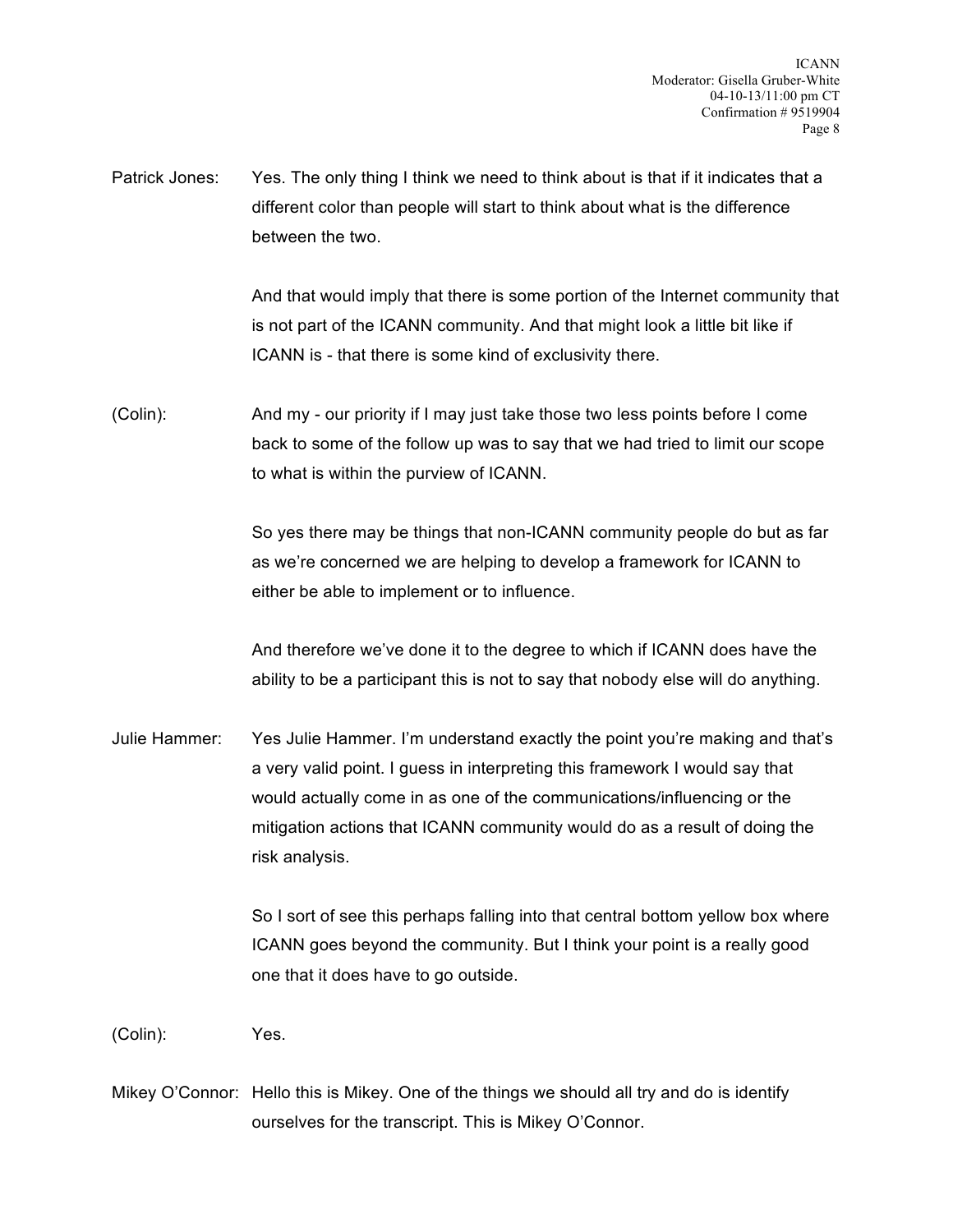Patrick Jones: Yes. The only thing I think we need to think about is that if it indicates that a different color than people will start to think about what is the difference between the two.

And that would imply that there is some portion of the Internet community that is not part of the ICANN community. And that might look a little bit like if ICANN is - that there is some kind of exclusivity there.

(Colin): And my - our priority if I may just take those two less points before I come back to some of the follow up was to say that we had tried to limit our scope to what is within the purview of ICANN.

So yes there may be things that non-ICANN community people do but as far as we're concerned we are helping to develop a framework for ICANN to either be able to implement or to influence.

And therefore we've done it to the degree to which if ICANN does have the ability to be a participant this is not to say that nobody else will do anything.

Julie Hammer: Yes Julie Hammer. I'm understand exactly the point you're making and that's a very valid point. I guess in interpreting this framework I would say that would actually come in as one of the communications/influencing or the mitigation actions that ICANN community would do as a result of doing the risk analysis.

So I sort of see this perhaps falling into that central bottom yellow box where ICANN goes beyond the community. But I think your point is a really good one that it does have to go outside.

(Colin): Yes.

Mikey O'Connor: Hello this is Mikey. One of the things we should all try and do is identify ourselves for the transcript. This is Mikey O'Connor.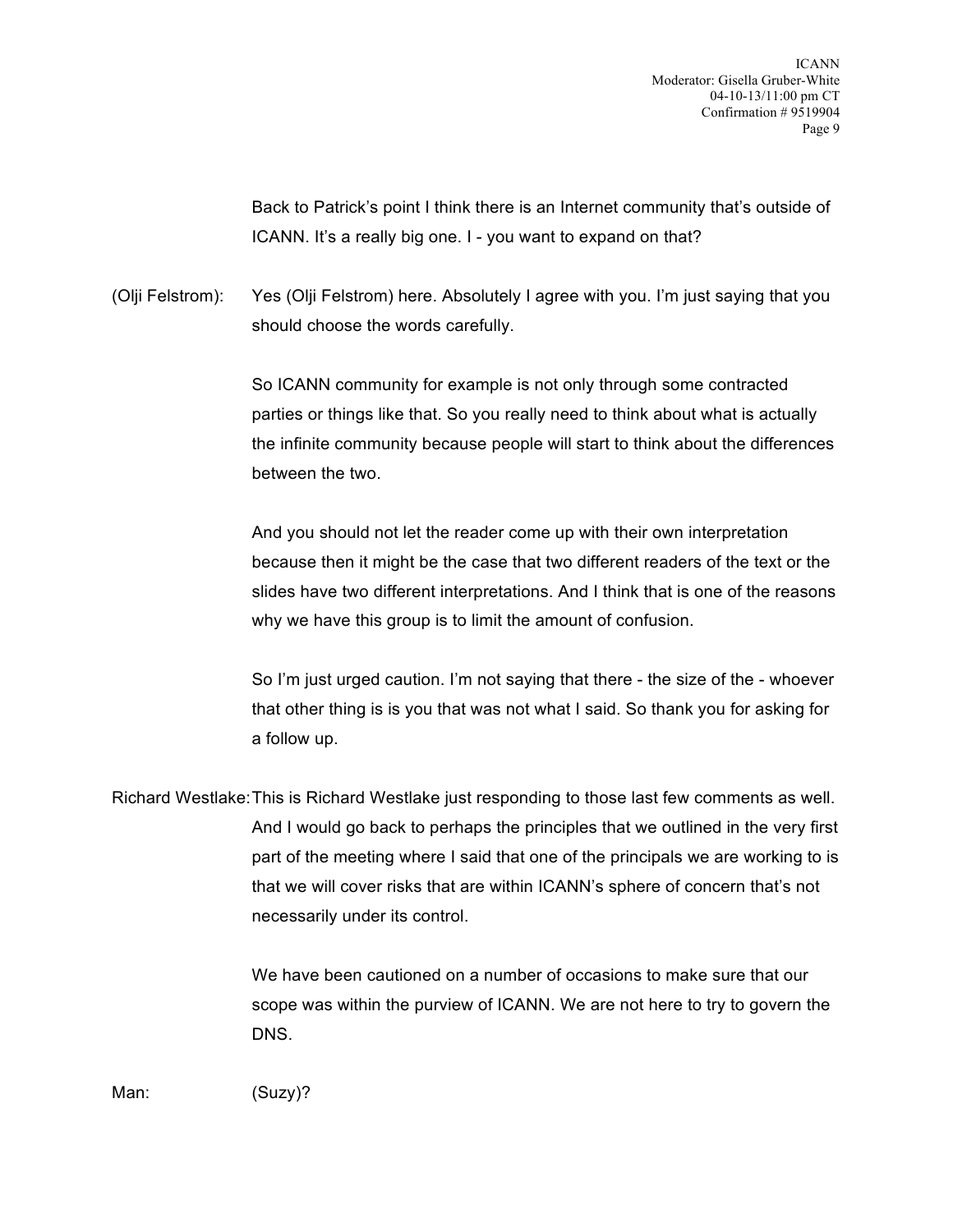Back to Patrick's point I think there is an Internet community that's outside of ICANN. It's a really big one. I - you want to expand on that?

(Olji Felstrom): Yes (Olji Felstrom) here. Absolutely I agree with you. I'm just saying that you should choose the words carefully.

So ICANN community for example is not only through some contracted parties or things like that. So you really need to think about what is actually the infinite community because people will start to think about the differences between the two.

And you should not let the reader come up with their own interpretation because then it might be the case that two different readers of the text or the slides have two different interpretations. And I think that is one of the reasons why we have this group is to limit the amount of confusion.

So I'm just urged caution. I'm not saying that there - the size of the - whoever that other thing is is you that was not what I said. So thank you for asking for a follow up.

Richard Westlake: This is Richard Westlake just responding to those last few comments as well. And I would go back to perhaps the principles that we outlined in the very first part of the meeting where I said that one of the principals we are working to is that we will cover risks that are within ICANN's sphere of concern that's not necessarily under its control.

We have been cautioned on a number of occasions to make sure that our scope was within the purview of ICANN. We are not here to try to govern the DNS.

Man: (Suzy)?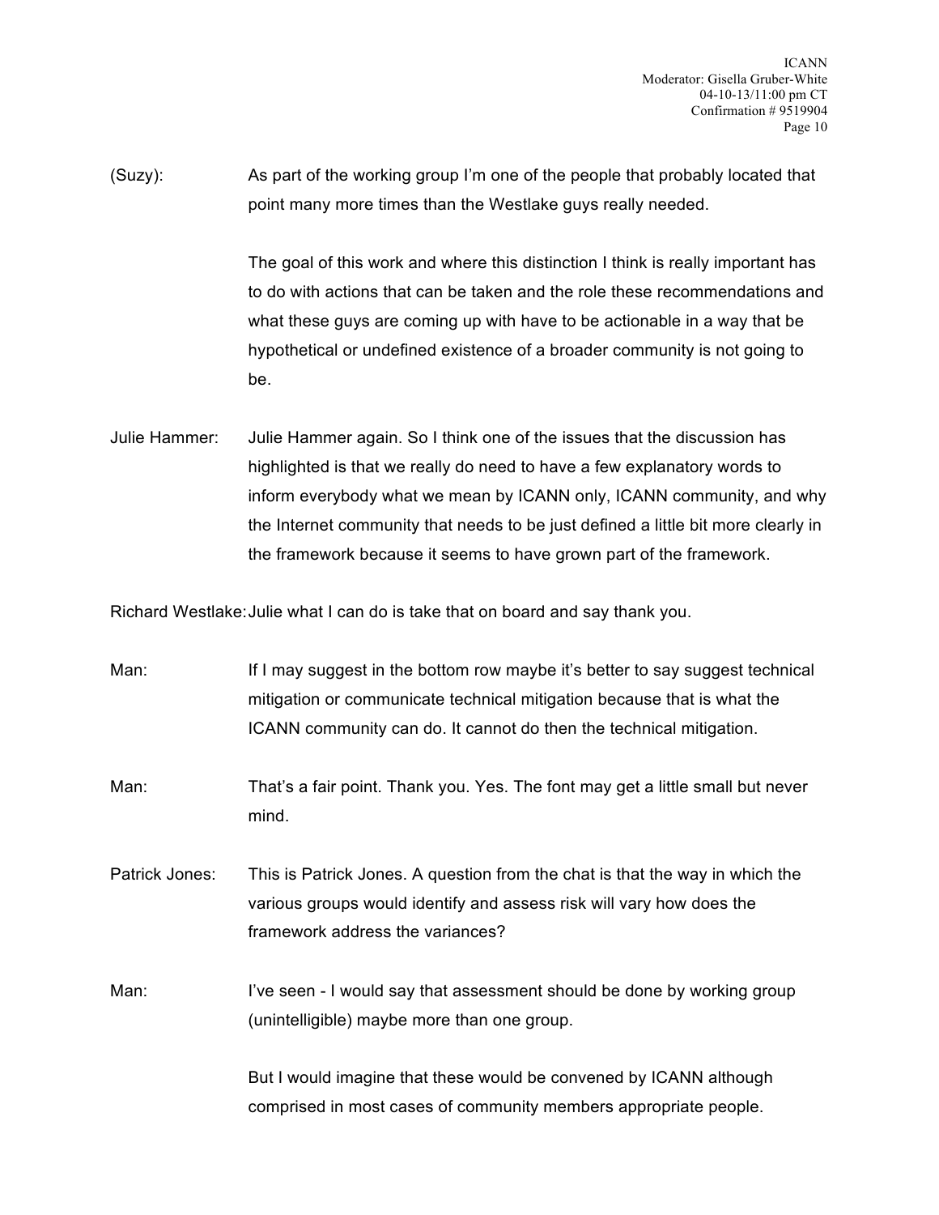(Suzy): As part of the working group I'm one of the people that probably located that point many more times than the Westlake guys really needed.

The goal of this work and where this distinction I think is really important has to do with actions that can be taken and the role these recommendations and what these guys are coming up with have to be actionable in a way that be hypothetical or undefined existence of a broader community is not going to be.

Julie Hammer: Julie Hammer again. So I think one of the issues that the discussion has highlighted is that we really do need to have a few explanatory words to inform everybody what we mean by ICANN only, ICANN community, and why the Internet community that needs to be just defined a little bit more clearly in the framework because it seems to have grown part of the framework.

Richard Westlake: Julie what I can do is take that on board and say thank you.

Man: If I may suggest in the bottom row maybe it's better to say suggest technical mitigation or communicate technical mitigation because that is what the ICANN community can do. It cannot do then the technical mitigation.

Man: That's a fair point. Thank you. Yes. The font may get a little small but never mind.

Patrick Jones: This is Patrick Jones. A question from the chat is that the way in which the various groups would identify and assess risk will vary how does the framework address the variances?

Man: I've seen - I would say that assessment should be done by working group (unintelligible) maybe more than one group.

But I would imagine that these would be convened by ICANN although comprised in most cases of community members appropriate people.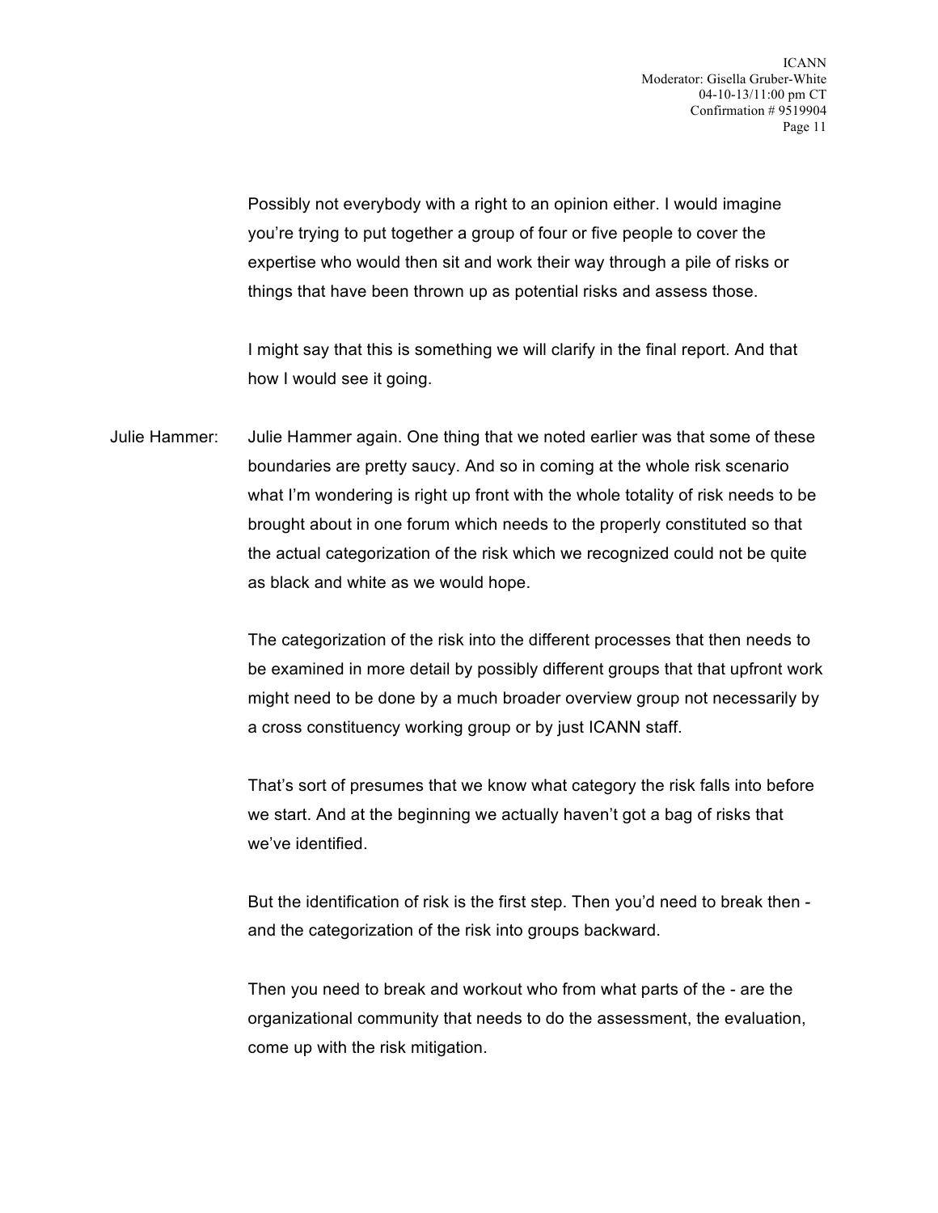Possibly not everybody with a right to an opinion either. I would imagine you're trying to put together a group of four or five people to cover the expertise who would then sit and work their way through a pile of risks or things that have been thrown up as potential risks and assess those.

I might say that this is something we will clarify in the final report. And that how I would see it going.

Julie Hammer: Julie Hammer again. One thing that we noted earlier was that some of these boundaries are pretty saucy. And so in coming at the whole risk scenario what I'm wondering is right up front with the whole totality of risk needs to be brought about in one forum which needs to the properly constituted so that the actual categorization of the risk which we recognized could not be quite as black and white as we would hope.

The categorization of the risk into the different processes that then needs to be examined in more detail by possibly different groups that that upfront work might need to be done by a much broader overview group not necessarily by a cross constituency working group or by just ICANN staff.

That's sort of presumes that we know what category the risk falls into before we start. And at the beginning we actually haven't got a bag of risks that we've identified.

But the identification of risk is the first step. Then you'd need to break then - and the categorization of the risk into groups backward.

Then you need to break and workout who from what parts of the - are the organizational community that needs to do the assessment, the evaluation, come up with the risk mitigation.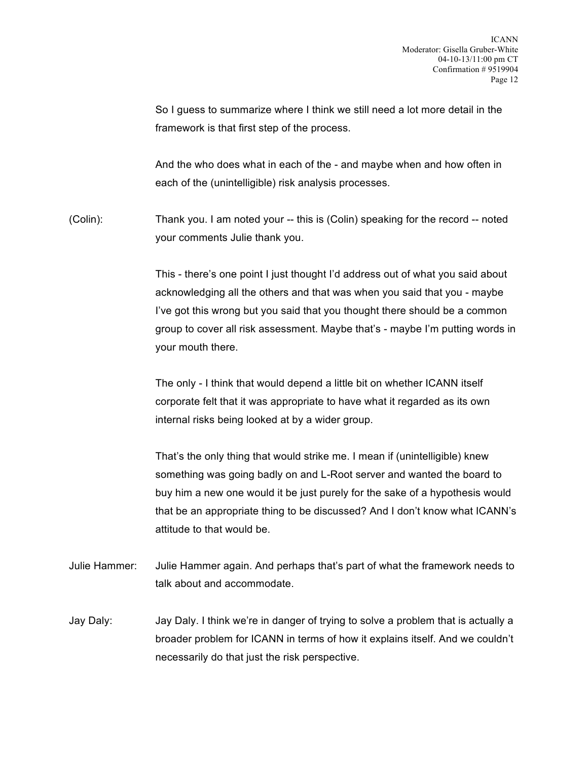So I guess to summarize where I think we still need a lot more detail in the framework is that first step of the process.

And the who does what in each of the - and maybe when and how often in each of the (unintelligible) risk analysis processes.

(Colin): Thank you. I am noted your -- this is (Colin) speaking for the record -- noted your comments Julie thank you.

This - there's one point I just thought I'd address out of what you said about acknowledging all the others and that was when you said that you - maybe I've got this wrong but you said that you thought there should be a common group to cover all risk assessment. Maybe that's - maybe I'm putting words in your mouth there.

The only - I think that would depend a little bit on whether ICANN itself corporate felt that it was appropriate to have what it regarded as its own internal risks being looked at by a wider group.

That's the only thing that would strike me. I mean if (unintelligible) knew something was going badly on and L-Root server and wanted the board to buy him a new one would it be just purely for the sake of a hypothesis would that be an appropriate thing to be discussed? And I don't know what ICANN's attitude to that would be.

Julie Hammer: Julie Hammer again. And perhaps that's part of what the framework needs to talk about and accommodate.

Jay Daly: Jay Daly. I think we're in danger of trying to solve a problem that is actually a broader problem for ICANN in terms of how it explains itself. And we couldn't necessarily do that just the risk perspective.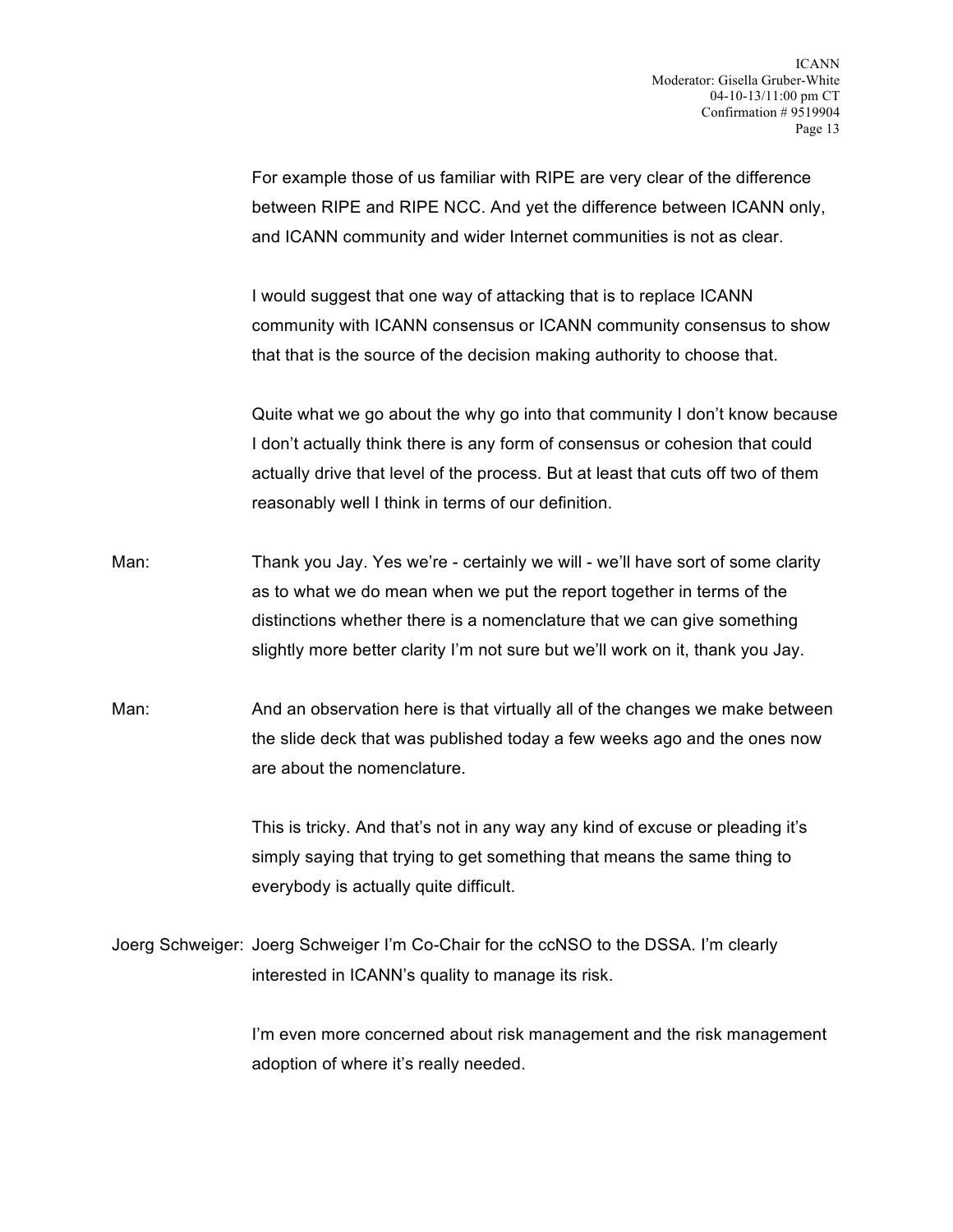For example those of us familiar with RIPE are very clear of the difference between RIPE and RIPE NCC. And yet the difference between ICANN only, and ICANN community and wider Internet communities is not as clear.

I would suggest that one way of attacking that is to replace ICANN community with ICANN consensus or ICANN community consensus to show that that is the source of the decision making authority to choose that.

Quite what we go about the why go into that community I don't know because I don't actually think there is any form of consensus or cohesion that could actually drive that level of the process. But at least that cuts off two of them reasonably well I think in terms of our definition.

Man: Thank you Jay. Yes we're - certainly we will - we'll have sort of some clarity as to what we do mean when we put the report together in terms of the distinctions whether there is a nomenclature that we can give something slightly more better clarity I'm not sure but we'll work on it, thank you Jay.

Man: And an observation here is that virtually all of the changes we make between the slide deck that was published today a few weeks ago and the ones now are about the nomenclature.

This is tricky. And that's not in any way any kind of excuse or pleading it's simply saying that trying to get something that means the same thing to everybody is actually quite difficult.

Joerg Schweiger: Joerg Schweiger I'm Co-Chair for the ccNSO to the DSSA. I'm clearly interested in ICANN's quality to manage its risk.

I'm even more concerned about risk management and the risk management adoption of where it's really needed.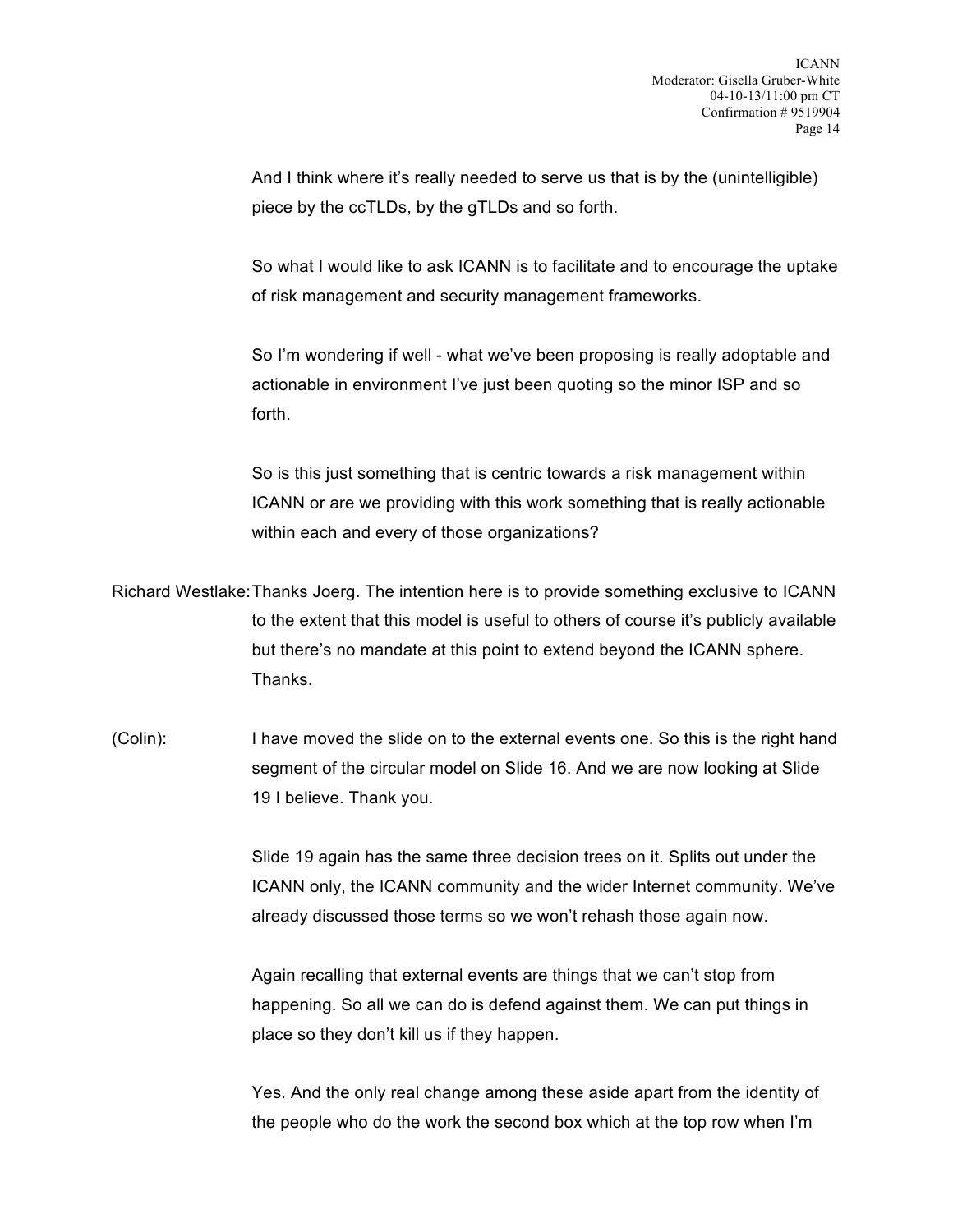And I think where it's really needed to serve us that is by the (unintelligible) piece by the ccTLDs, by the gTLDs and so forth.

So what I would like to ask ICANN is to facilitate and to encourage the uptake of risk management and security management frameworks.

So I'm wondering if well - what we've been proposing is really adoptable and actionable in environment I've just been quoting so the minor ISP and so forth.

So is this just something that is centric towards a risk management within ICANN or are we providing with this work something that is really actionable within each and every of those organizations?

Richard Westlake: Thanks Joerg. The intention here is to provide something exclusive to ICANN to the extent that this model is useful to others of course it's publicly available but there's no mandate at this point to extend beyond the ICANN sphere. Thanks.

(Colin): I have moved the slide on to the external events one. So this is the right hand segment of the circular model on Slide 16. And we are now looking at Slide 19 I believe. Thank you.

Slide 19 again has the same three decision trees on it. Splits out under the ICANN only, the ICANN community and the wider Internet community. We've already discussed those terms so we won't rehash those again now.

Again recalling that external events are things that we can't stop from happening. So all we can do is defend against them. We can put things in place so they don't kill us if they happen.

Yes. And the only real change among these aside apart from the identity of the people who do the work the second box which at the top row when I'm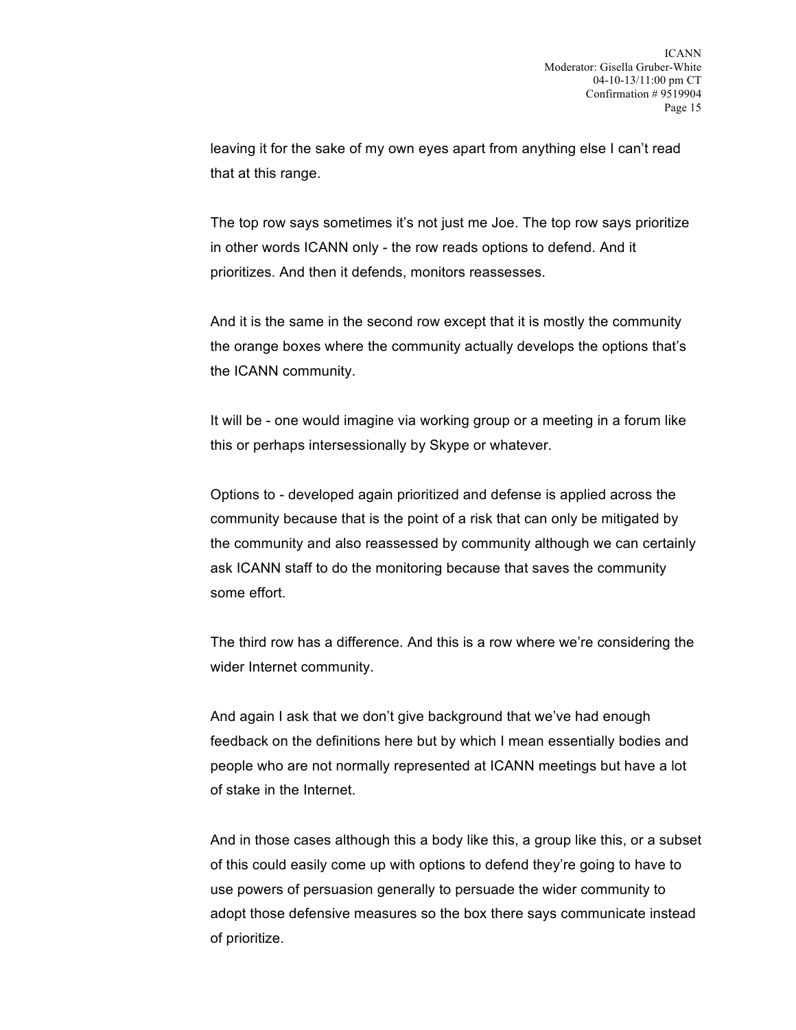leaving it for the sake of my own eyes apart from anything else I can't read that at this range.

The top row says sometimes it's not just me Joe. The top row says prioritize in other words ICANN only - the row reads options to defend. And it prioritizes. And then it defends, monitors reassesses.

And it is the same in the second row except that it is mostly the community the orange boxes where the community actually develops the options that's the ICANN community.

It will be - one would imagine via working group or a meeting in a forum like this or perhaps intersessionally by Skype or whatever.

Options to - developed again prioritized and defense is applied across the community because that is the point of a risk that can only be mitigated by the community and also reassessed by community although we can certainly ask ICANN staff to do the monitoring because that saves the community some effort.

The third row has a difference. And this is a row where we're considering the wider Internet community.

And again I ask that we don't give background that we've had enough feedback on the definitions here but by which I mean essentially bodies and people who are not normally represented at ICANN meetings but have a lot of stake in the Internet.

And in those cases although this a body like this, a group like this, or a subset of this could easily come up with options to defend they're going to have to use powers of persuasion generally to persuade the wider community to adopt those defensive measures so the box there says communicate instead of prioritize.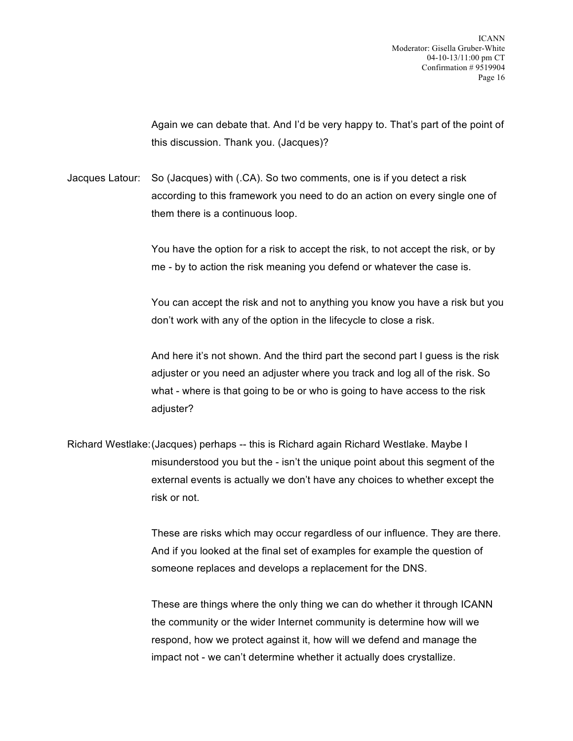Again we can debate that. And I'd be very happy to. That's part of the point of this discussion. Thank you. (Jacques)?

Jacques Latour: So (Jacques) with (.CA). So two comments, one is if you detect a risk according to this framework you need to do an action on every single one of them there is a continuous loop.

You have the option for a risk to accept the risk, to not accept the risk, or by me - by to action the risk meaning you defend or whatever the case is.

You can accept the risk and not to anything you know you have a risk but you don't work with any of the option in the lifecycle to close a risk.

And here it's not shown. And the third part the second part I guess is the risk adjuster or you need an adjuster where you track and log all of the risk. So what - where is that going to be or who is going to have access to the risk adjuster?

Richard Westlake: (Jacques) perhaps -- this is Richard again Richard Westlake. Maybe I misunderstood you but the - isn't the unique point about this segment of the external events is actually we don't have any choices to whether except the risk or not.

These are risks which may occur regardless of our influence. They are there. And if you looked at the final set of examples for example the question of someone replaces and develops a replacement for the DNS.

These are things where the only thing we can do whether it through ICANN the community or the wider Internet community is determine how will we respond, how we protect against it, how will we defend and manage the impact not - we can't determine whether it actually does crystallize.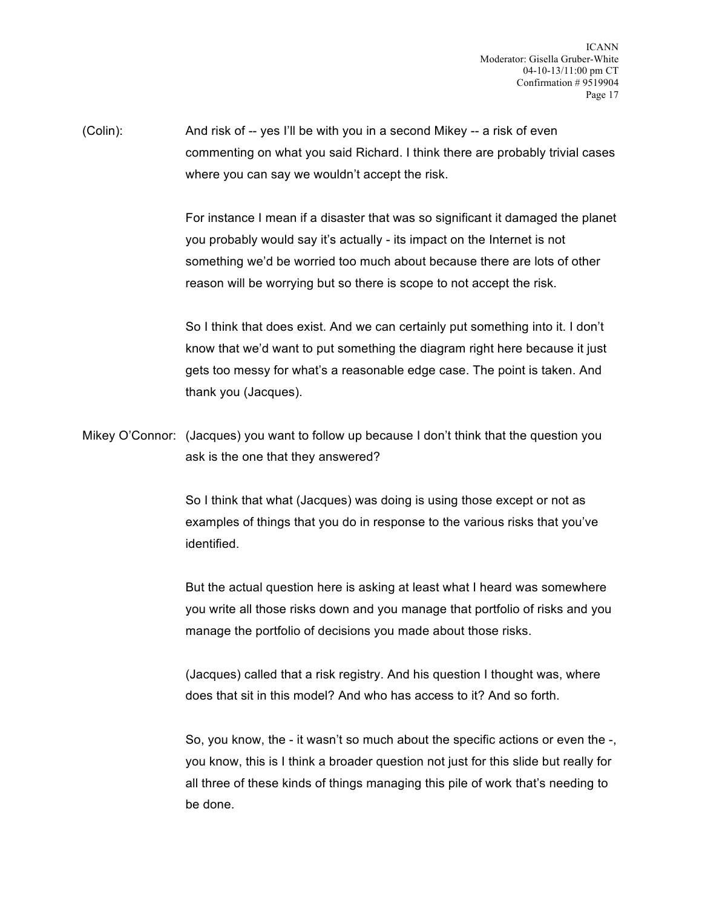(Colin): And risk of -- yes I'll be with you in a second Mikey -- a risk of even commenting on what you said Richard. I think there are probably trivial cases where you can say we wouldn't accept the risk.

For instance I mean if a disaster that was so significant it damaged the planet you probably would say it's actually - its impact on the Internet is not something we'd be worried too much about because there are lots of other reason will be worrying but so there is scope to not accept the risk.

So I think that does exist. And we can certainly put something into it. I don't know that we'd want to put something the diagram right here because it just gets too messy for what's a reasonable edge case. The point is taken. And thank you (Jacques).

Mikey O'Connor: (Jacques) you want to follow up because I don't think that the question you ask is the one that they answered?

So I think that what (Jacques) was doing is using those except or not as examples of things that you do in response to the various risks that you've identified.

But the actual question here is asking at least what I heard was somewhere you write all those risks down and you manage that portfolio of risks and you manage the portfolio of decisions you made about those risks.

(Jacques) called that a risk registry. And his question I thought was, where does that sit in this model? And who has access to it? And so forth.

So, you know, the - it wasn't so much about the specific actions or even the -, you know, this is I think a broader question not just for this slide but really for all three of these kinds of things managing this pile of work that's needing to be done.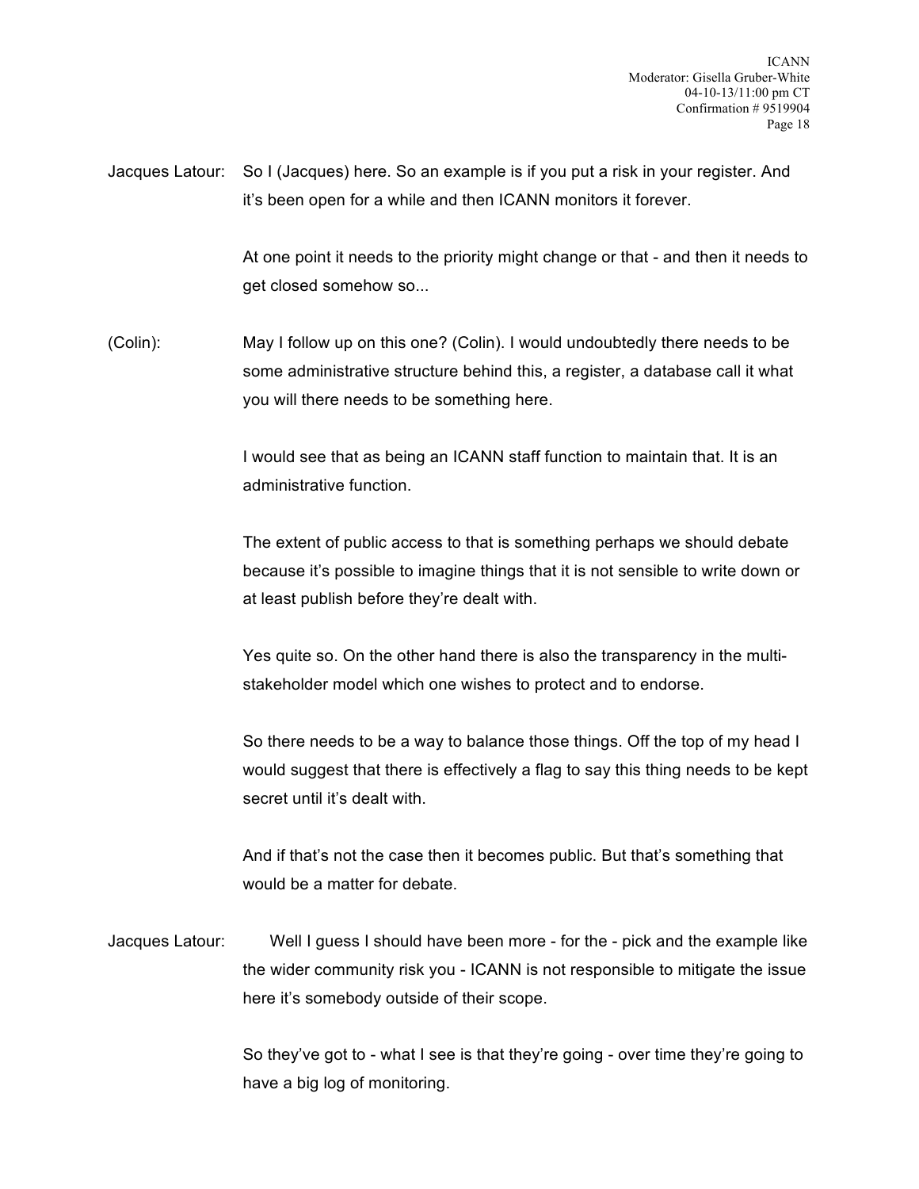Jacques Latour: So I (Jacques) here. So an example is if you put a risk in your register. And it's been open for a while and then ICANN monitors it forever.

At one point it needs to the priority might change or that - and then it needs to get closed somehow so...

(Colin): May I follow up on this one? (Colin). I would undoubtedly there needs to be some administrative structure behind this, a register, a database call it what you will there needs to be something here.

I would see that as being an ICANN staff function to maintain that. It is an administrative function.

The extent of public access to that is something perhaps we should debate because it's possible to imagine things that it is not sensible to write down or at least publish before they're dealt with.

Yes quite so. On the other hand there is also the transparency in the multi-stakeholder model which one wishes to protect and to endorse.

So there needs to be a way to balance those things. Off the top of my head I would suggest that there is effectively a flag to say this thing needs to be kept secret until it's dealt with.

And if that's not the case then it becomes public. But that's something that would be a matter for debate.

Jacques Latour: Well I guess I should have been more - for the - pick and the example like the wider community risk you - ICANN is not responsible to mitigate the issue here it's somebody outside of their scope.

So they've got to - what I see is that they're going - over time they're going to have a big log of monitoring.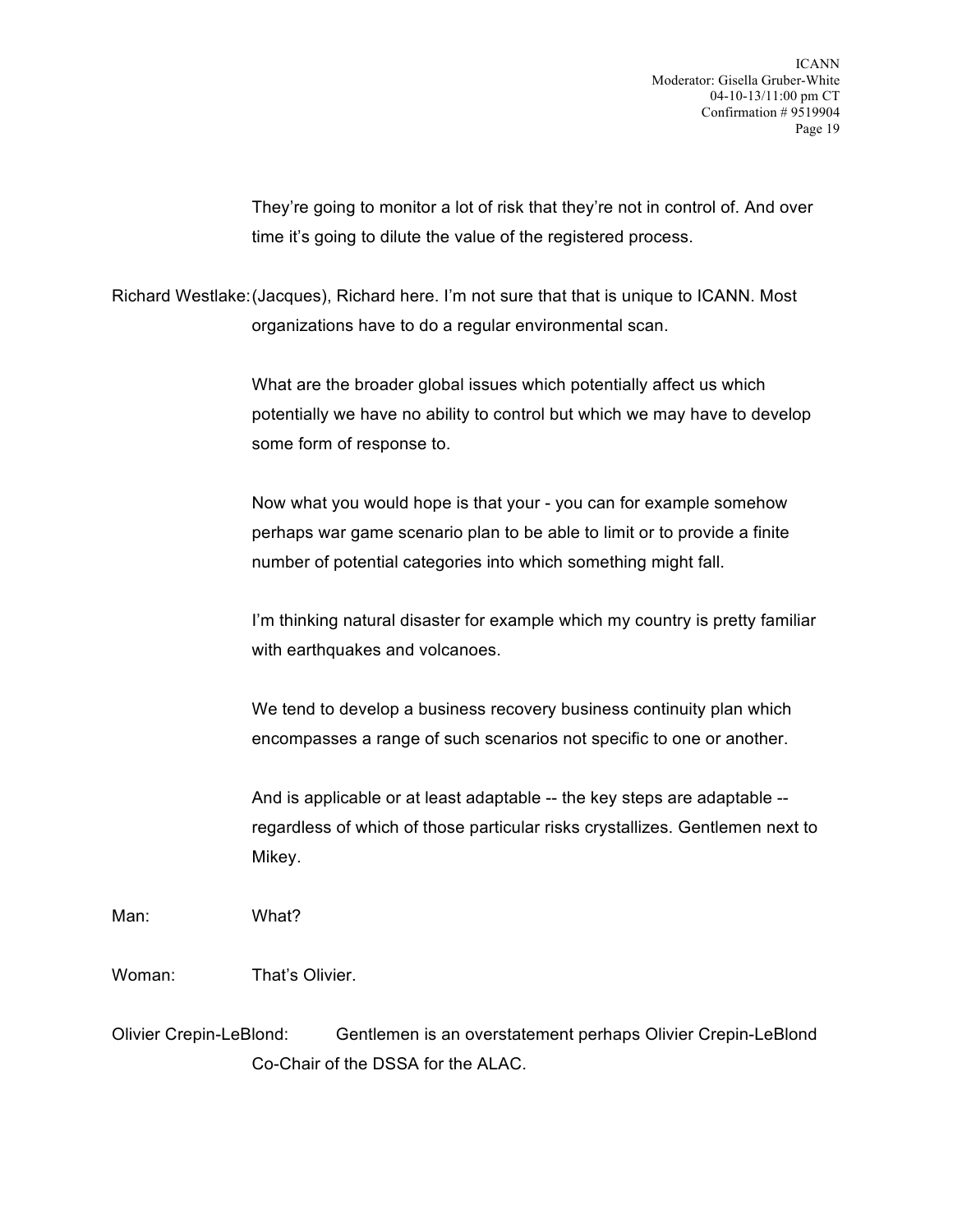They're going to monitor a lot of risk that they're not in control of. And over time it's going to dilute the value of the registered process.

Richard Westlake: (Jacques), Richard here. I'm not sure that that is unique to ICANN. Most organizations have to do a regular environmental scan.

What are the broader global issues which potentially affect us which potentially we have no ability to control but which we may have to develop some form of response to.

Now what you would hope is that your - you can for example somehow perhaps war game scenario plan to be able to limit or to provide a finite number of potential categories into which something might fall.

I'm thinking natural disaster for example which my country is pretty familiar with earthquakes and volcanoes.

We tend to develop a business recovery business continuity plan which encompasses a range of such scenarios not specific to one or another.

And is applicable or at least adaptable -- the key steps are adaptable -- regardless of which of those particular risks crystallizes. Gentlemen next to Mikey.

Man: What?

Woman: That's Olivier.

Olivier Crepin-LeBlond: Gentlemen is an overstatement perhaps Olivier Crepin-LeBlond Co-Chair of the DSSA for the ALAC.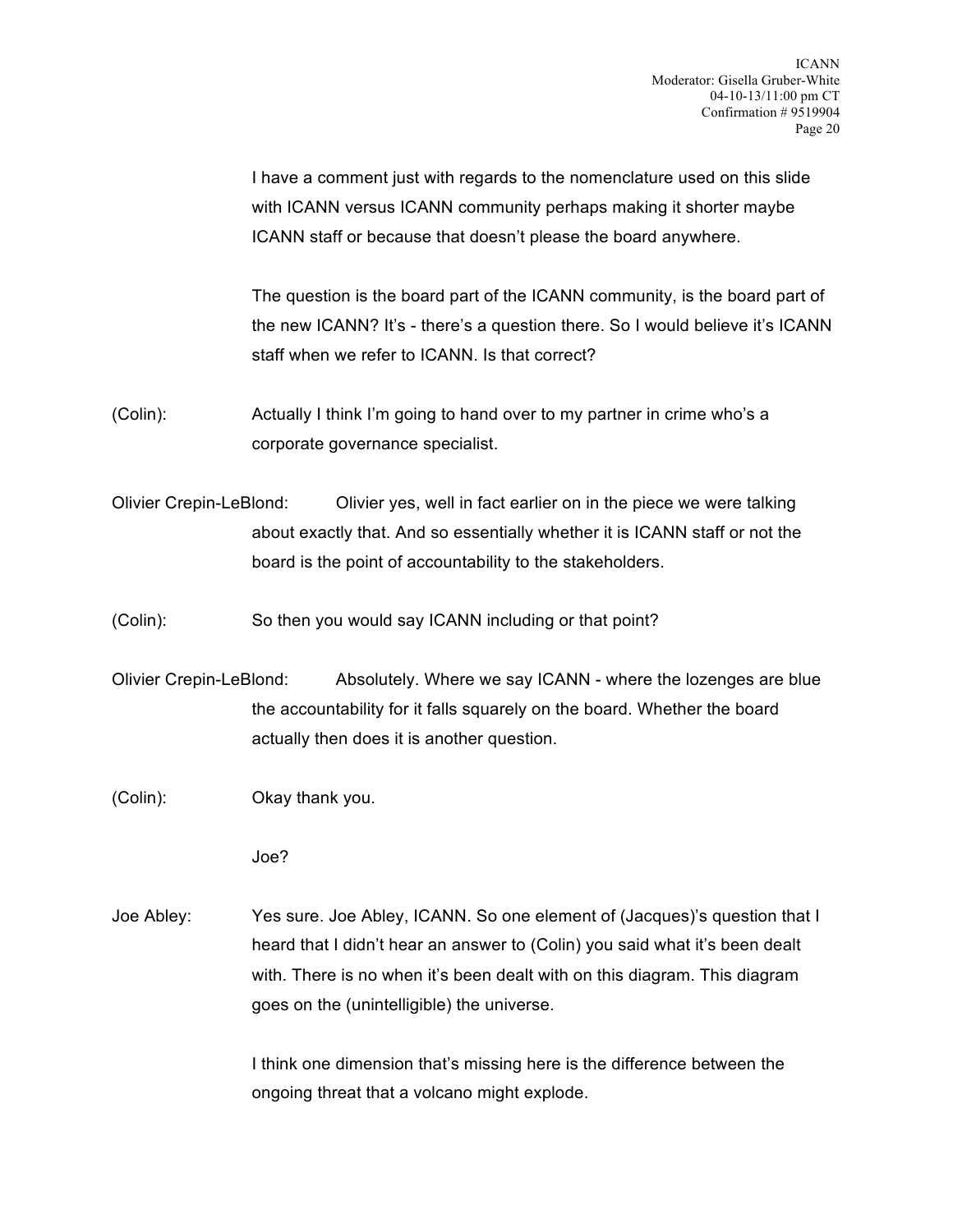I have a comment just with regards to the nomenclature used on this slide with ICANN versus ICANN community perhaps making it shorter maybe ICANN staff or because that doesn't please the board anywhere.

The question is the board part of the ICANN community, is the board part of the new ICANN? It's - there's a question there. So I would believe it's ICANN staff when we refer to ICANN. Is that correct?

(Colin): Actually I think I'm going to hand over to my partner in crime who's a corporate governance specialist.

Olivier Crepin-LeBlond: Olivier yes, well in fact earlier on in the piece we were talking about exactly that. And so essentially whether it is ICANN staff or not the board is the point of accountability to the stakeholders.

(Colin): So then you would say ICANN including or that point?

Olivier Crepin-LeBlond: Absolutely. Where we say ICANN - where the lozenges are blue the accountability for it falls squarely on the board. Whether the board actually then does it is another question.

(Colin): Okay thank you.

Joe?

Joe Abley: Yes sure. Joe Abley, ICANN. So one element of (Jacques)'s question that I heard that I didn't hear an answer to (Colin) you said what it's been dealt with. There is no when it's been dealt with on this diagram. This diagram goes on the (unintelligible) the universe.

I think one dimension that's missing here is the difference between the ongoing threat that a volcano might explode.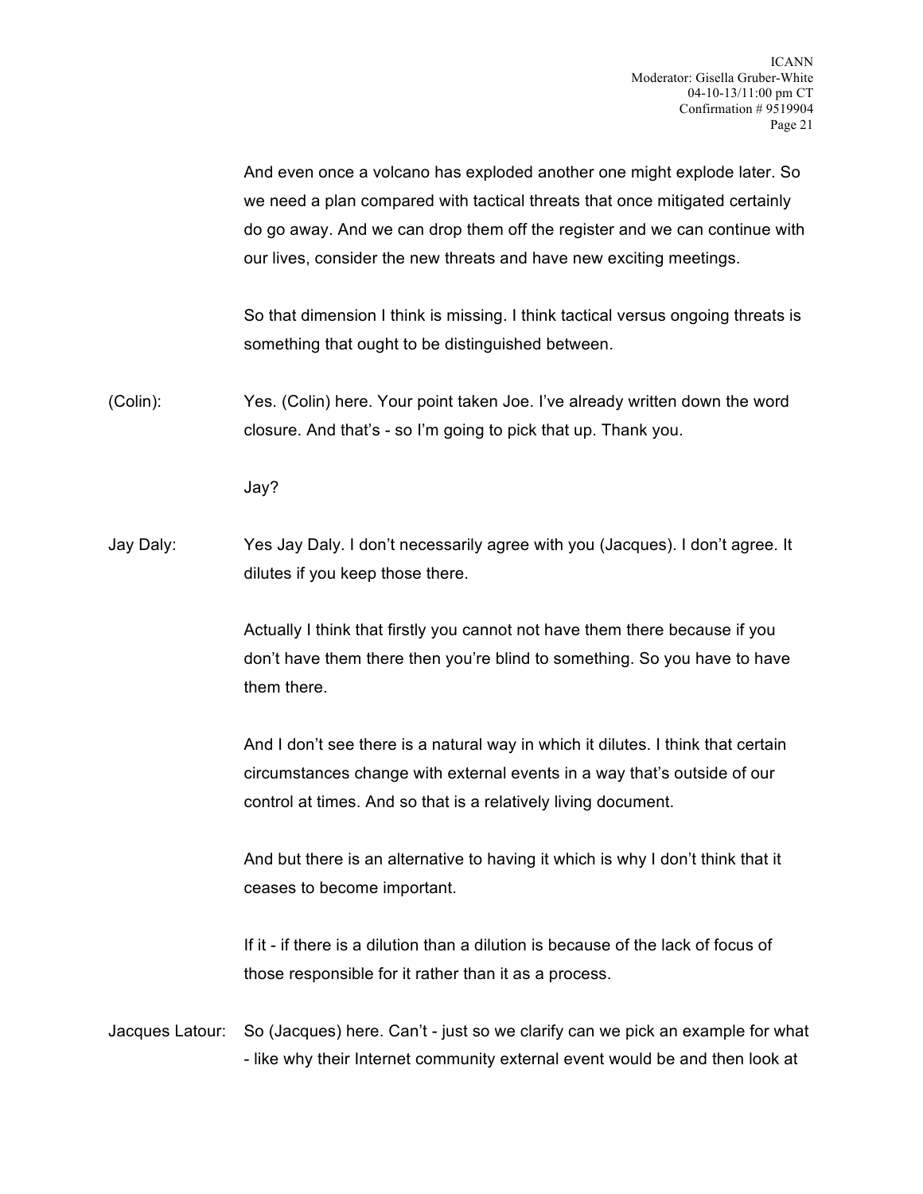And even once a volcano has exploded another one might explode later. So we need a plan compared with tactical threats that once mitigated certainly do go away. And we can drop them off the register and we can continue with our lives, consider the new threats and have new exciting meetings.

So that dimension I think is missing. I think tactical versus ongoing threats is something that ought to be distinguished between.

(Colin): Yes. (Colin) here. Your point taken Joe. I've already written down the word closure. And that's - so I'm going to pick that up. Thank you.

Jay?

Jay Daly: Yes Jay Daly. I don't necessarily agree with you (Jacques). I don't agree. It dilutes if you keep those there.

Actually I think that firstly you cannot not have them there because if you don't have them there then you're blind to something. So you have to have them there.

And I don't see there is a natural way in which it dilutes. I think that certain circumstances change with external events in a way that's outside of our control at times. And so that is a relatively living document.

And but there is an alternative to having it which is why I don't think that it ceases to become important.

If it - if there is a dilution than a dilution is because of the lack of focus of those responsible for it rather than it as a process.

Jacques Latour: So (Jacques) here. Can't - just so we clarify can we pick an example for what - like why their Internet community external event would be and then look at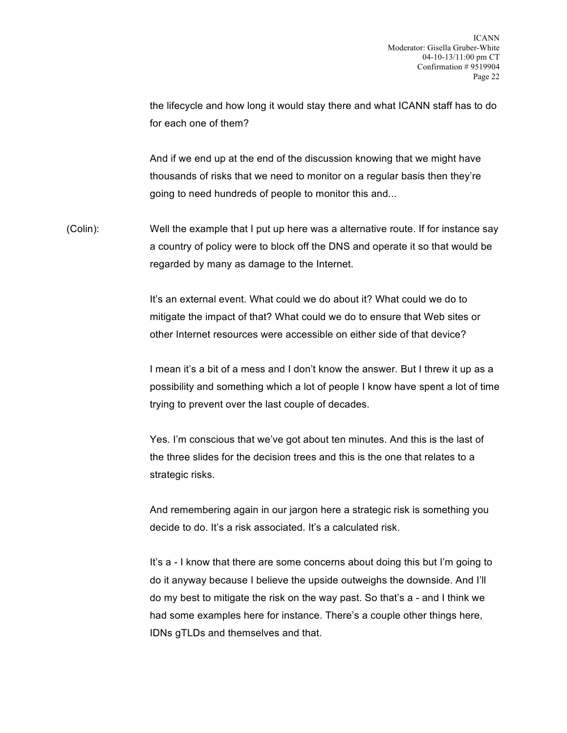the lifecycle and how long it would stay there and what ICANN staff has to do for each one of them?

And if we end up at the end of the discussion knowing that we might have thousands of risks that we need to monitor on a regular basis then they're going to need hundreds of people to monitor this and...

(Colin): Well the example that I put up here was a alternative route. If for instance say a country of policy were to block off the DNS and operate it so that would be regarded by many as damage to the Internet.

It's an external event. What could we do about it? What could we do to mitigate the impact of that? What could we do to ensure that Web sites or other Internet resources were accessible on either side of that device?

I mean it's a bit of a mess and I don't know the answer. But I threw it up as a possibility and something which a lot of people I know have spent a lot of time trying to prevent over the last couple of decades.

Yes. I'm conscious that we've got about ten minutes. And this is the last of the three slides for the decision trees and this is the one that relates to a strategic risks.

And remembering again in our jargon here a strategic risk is something you decide to do. It's a risk associated. It's a calculated risk.

It's a - I know that there are some concerns about doing this but I'm going to do it anyway because I believe the upside outweighs the downside. And I'll do my best to mitigate the risk on the way past. So that's a - and I think we had some examples here for instance. There's a couple other things here, IDNs gTLDs and themselves and that.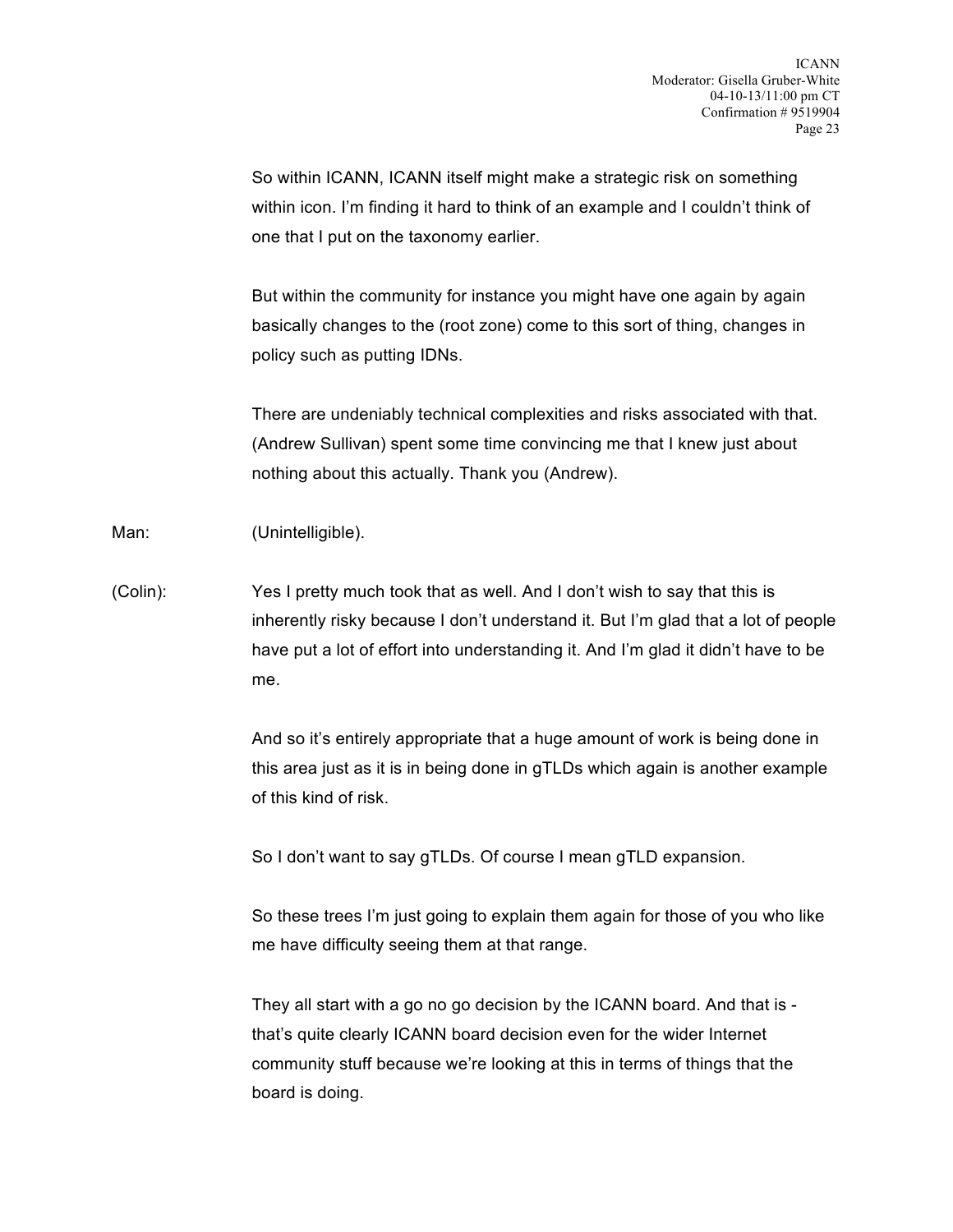So within ICANN, ICANN itself might make a strategic risk on something within icon. I'm finding it hard to think of an example and I couldn't think of one that I put on the taxonomy earlier.

But within the community for instance you might have one again by again basically changes to the (root zone) come to this sort of thing, changes in policy such as putting IDNs.

There are undeniably technical complexities and risks associated with that. (Andrew Sullivan) spent some time convincing me that I knew just about nothing about this actually. Thank you (Andrew).

Man: (Unintelligible).

(Colin): Yes I pretty much took that as well. And I don't wish to say that this is inherently risky because I don't understand it. But I'm glad that a lot of people have put a lot of effort into understanding it. And I'm glad it didn't have to be me.

And so it's entirely appropriate that a huge amount of work is being done in this area just as it is in being done in gTLDs which again is another example of this kind of risk.

So I don't want to say gTLDs. Of course I mean gTLD expansion.

So these trees I'm just going to explain them again for those of you who like me have difficulty seeing them at that range.

They all start with a go no go decision by the ICANN board. And that is - that's quite clearly ICANN board decision even for the wider Internet community stuff because we're looking at this in terms of things that the board is doing.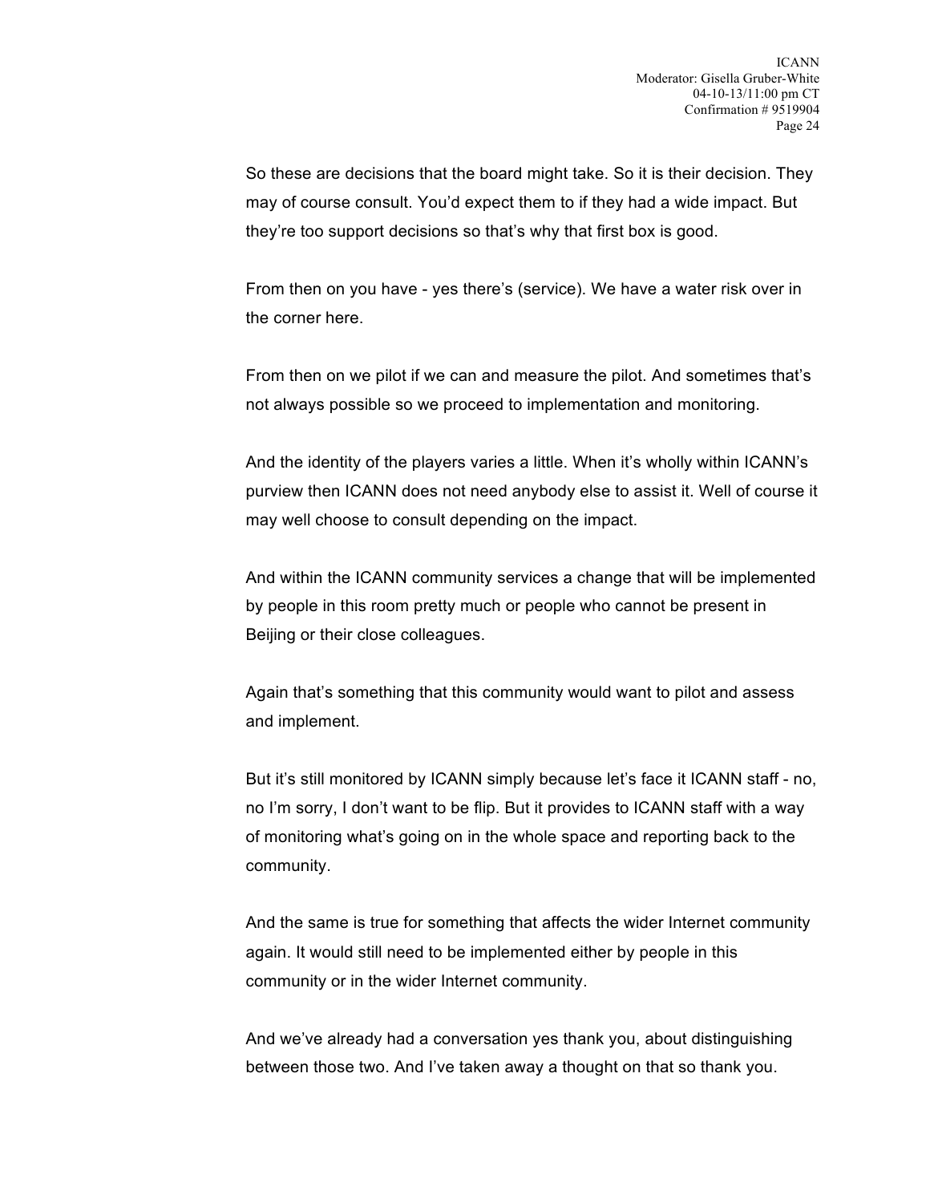So these are decisions that the board might take. So it is their decision. They may of course consult. You'd expect them to if they had a wide impact. But they're too support decisions so that's why that first box is good.

From then on you have - yes there's (service). We have a water risk over in the corner here.

From then on we pilot if we can and measure the pilot. And sometimes that's not always possible so we proceed to implementation and monitoring.

And the identity of the players varies a little. When it's wholly within ICANN's purview then ICANN does not need anybody else to assist it. Well of course it may well choose to consult depending on the impact.

And within the ICANN community services a change that will be implemented by people in this room pretty much or people who cannot be present in Beijing or their close colleagues.

Again that's something that this community would want to pilot and assess and implement.

But it's still monitored by ICANN simply because let's face it ICANN staff - no, no I'm sorry, I don't want to be flip. But it provides to ICANN staff with a way of monitoring what's going on in the whole space and reporting back to the community.

And the same is true for something that affects the wider Internet community again. It would still need to be implemented either by people in this community or in the wider Internet community.

And we've already had a conversation yes thank you, about distinguishing between those two. And I've taken away a thought on that so thank you.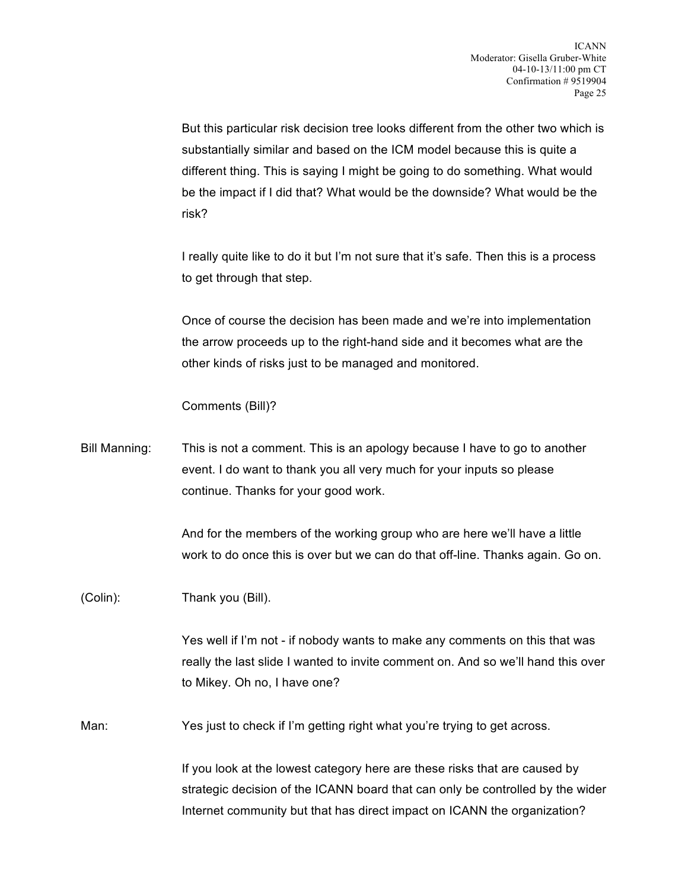But this particular risk decision tree looks different from the other two which is substantially similar and based on the ICM model because this is quite a different thing. This is saying I might be going to do something. What would be the impact if I did that? What would be the downside? What would be the risk?

I really quite like to do it but I'm not sure that it's safe. Then this is a process to get through that step.

Once of course the decision has been made and we're into implementation the arrow proceeds up to the right-hand side and it becomes what are the other kinds of risks just to be managed and monitored.

Comments (Bill)?

Bill Manning: This is not a comment. This is an apology because I have to go to another event. I do want to thank you all very much for your inputs so please continue. Thanks for your good work.

And for the members of the working group who are here we'll have a little work to do once this is over but we can do that off-line. Thanks again. Go on.

(Colin): Thank you (Bill).

Yes well if I'm not - if nobody wants to make any comments on this that was really the last slide I wanted to invite comment on. And so we'll hand this over to Mikey. Oh no, I have one?

Man: Yes just to check if I'm getting right what you're trying to get across.

If you look at the lowest category here are these risks that are caused by strategic decision of the ICANN board that can only be controlled by the wider Internet community but that has direct impact on ICANN the organization?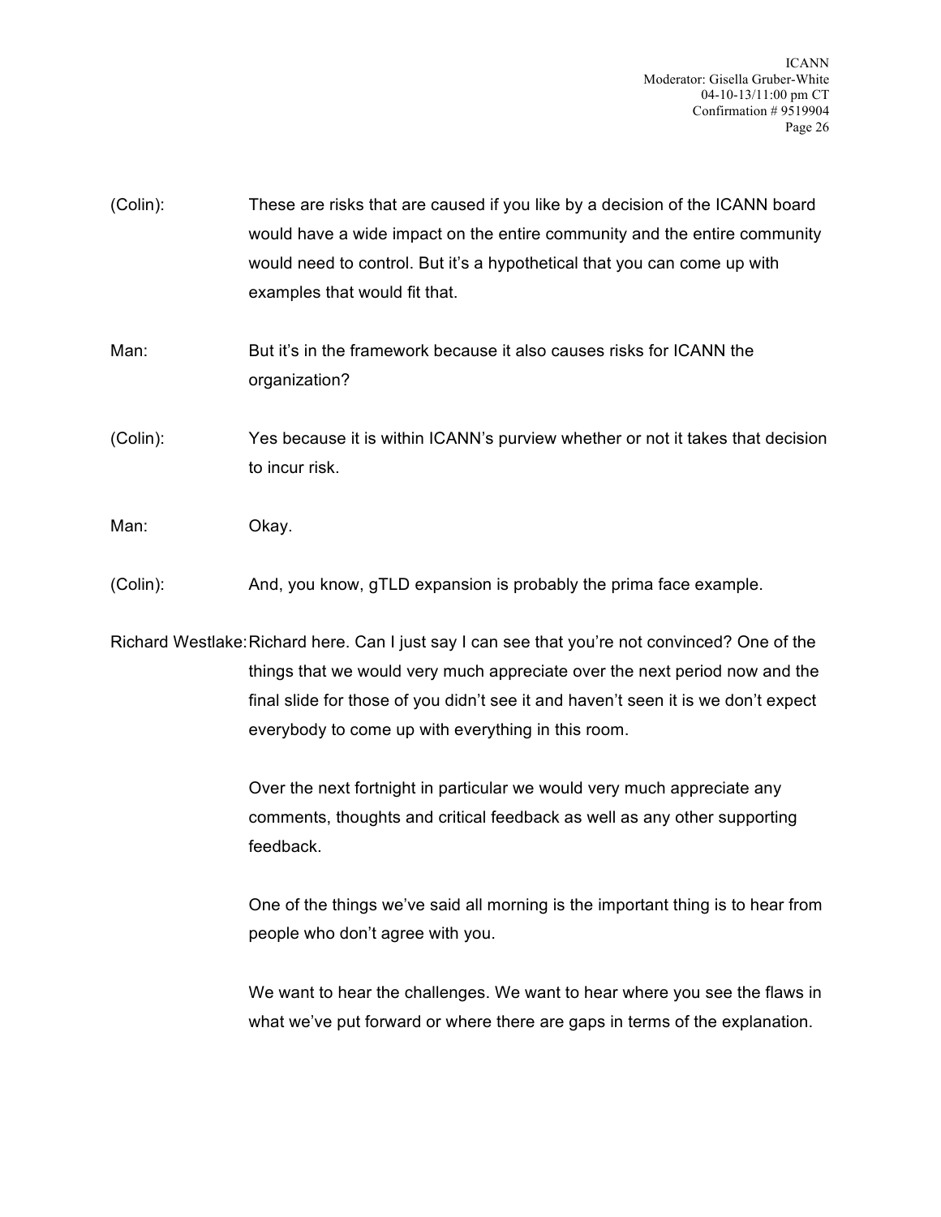(Colin): These are risks that are caused if you like by a decision of the ICANN board would have a wide impact on the entire community and the entire community would need to control. But it's a hypothetical that you can come up with examples that would fit that.

Man: But it's in the framework because it also causes risks for ICANN the organization?

(Colin): Yes because it is within ICANN's purview whether or not it takes that decision to incur risk.

Man: Okay.

(Colin): And, you know, gTLD expansion is probably the prima face example.

Richard Westlake: Richard here. Can I just say I can see that you're not convinced? One of the things that we would very much appreciate over the next period now and the final slide for those of you didn't see it and haven't seen it is we don't expect everybody to come up with everything in this room.

Over the next fortnight in particular we would very much appreciate any comments, thoughts and critical feedback as well as any other supporting feedback.

One of the things we've said all morning is the important thing is to hear from people who don't agree with you.

We want to hear the challenges. We want to hear where you see the flaws in what we've put forward or where there are gaps in terms of the explanation.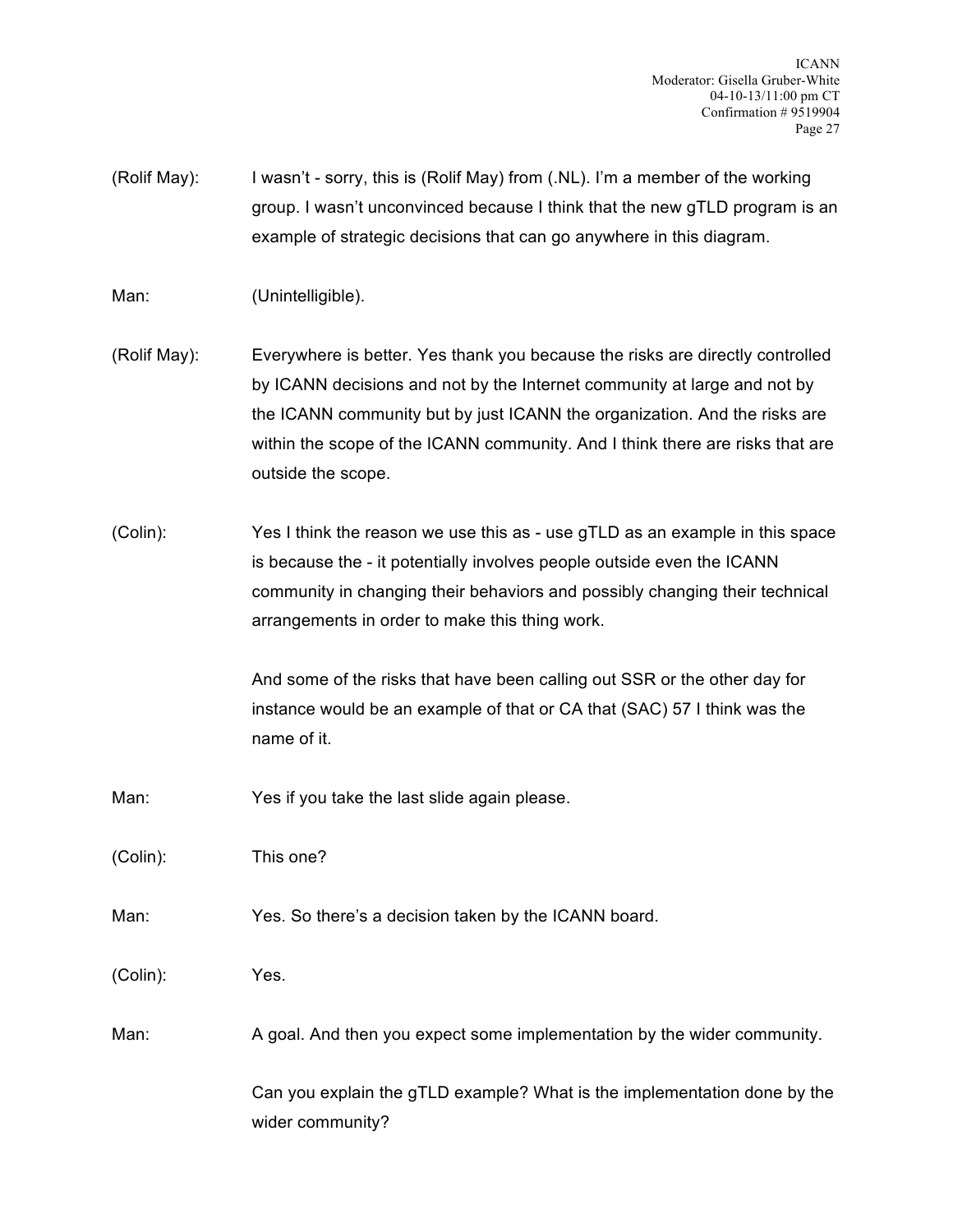(Rolif May): I wasn't - sorry, this is (Rolif May) from (.NL). I'm a member of the working group. I wasn't unconvinced because I think that the new gTLD program is an example of strategic decisions that can go anywhere in this diagram.

Man: (Unintelligible).

(Rolif May): Everywhere is better. Yes thank you because the risks are directly controlled by ICANN decisions and not by the Internet community at large and not by the ICANN community but by just ICANN the organization. And the risks are within the scope of the ICANN community. And I think there are risks that are outside the scope.

(Colin): Yes I think the reason we use this as - use gTLD as an example in this space is because the - it potentially involves people outside even the ICANN community in changing their behaviors and possibly changing their technical arrangements in order to make this thing work.

And some of the risks that have been calling out SSR or the other day for instance would be an example of that or CA that (SAC) 57 I think was the name of it.

Man: Yes if you take the last slide again please.

(Colin): This one?

Man: Yes. So there's a decision taken by the ICANN board.

(Colin): Yes.

Man: A goal. And then you expect some implementation by the wider community.

Can you explain the gTLD example? What is the implementation done by the wider community?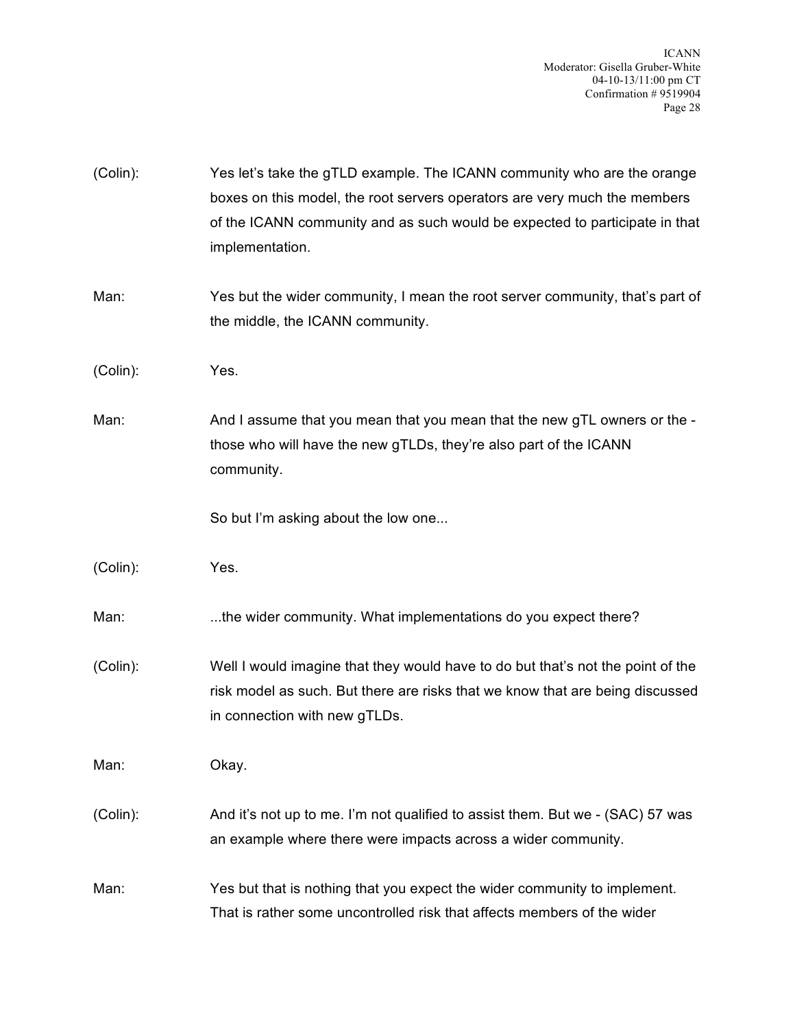(Colin): Yes let's take the gTLD example. The ICANN community who are the orange boxes on this model, the root servers operators are very much the members of the ICANN community and as such would be expected to participate in that implementation.

Man: Yes but the wider community, I mean the root server community, that's part of the middle, the ICANN community.

(Colin): Yes.

Man: And I assume that you mean that you mean that the new gTL owners or the - those who will have the new gTLDs, they're also part of the ICANN community.

So but I'm asking about the low one...

(Colin): Yes.

Man: ...the wider community. What implementations do you expect there?

(Colin): Well I would imagine that they would have to do but that's not the point of the risk model as such. But there are risks that we know that are being discussed in connection with new gTLDs.

Man: Okay.

(Colin): And it's not up to me. I'm not qualified to assist them. But we - (SAC) 57 was an example where there were impacts across a wider community.

Man: Yes but that is nothing that you expect the wider community to implement. That is rather some uncontrolled risk that affects members of the wider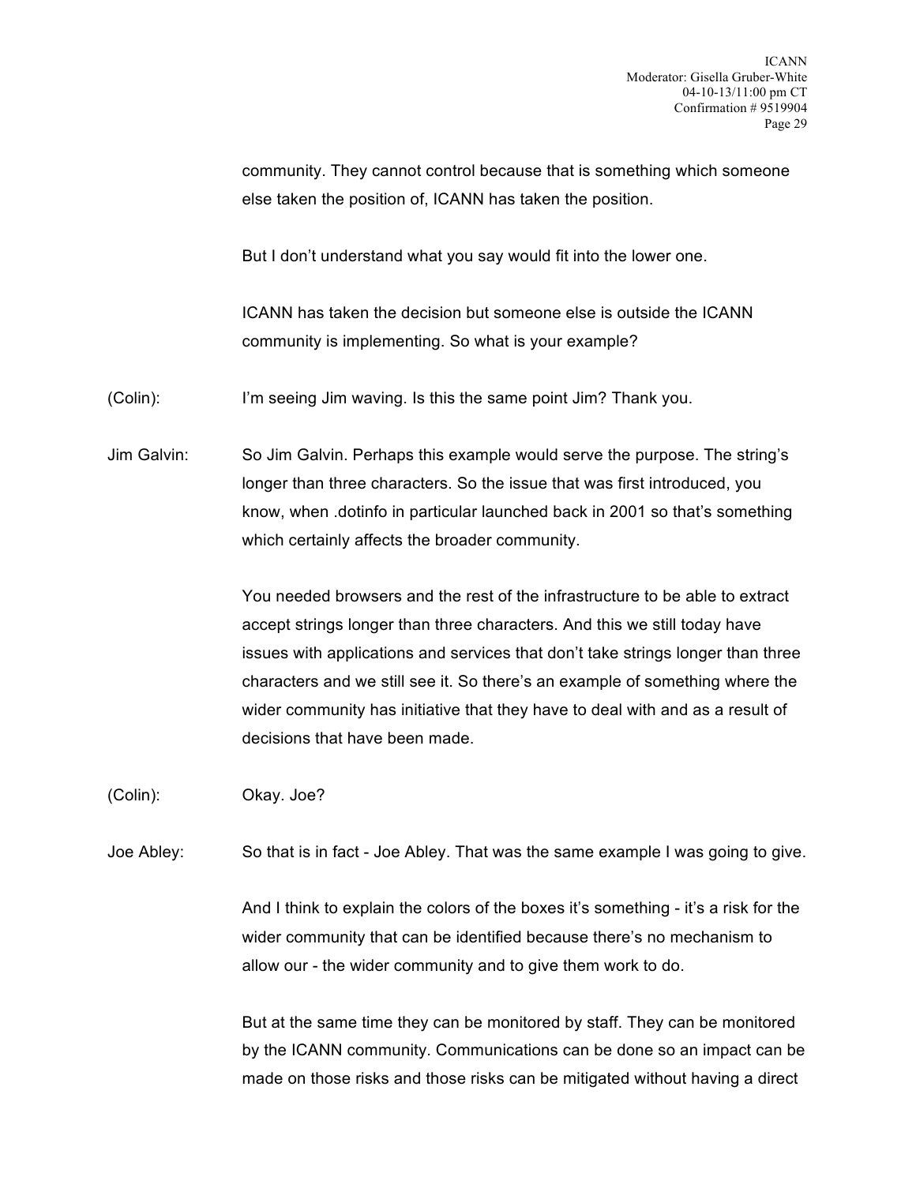community. They cannot control because that is something which someone else taken the position of, ICANN has taken the position.

But I don't understand what you say would fit into the lower one.

ICANN has taken the decision but someone else is outside the ICANN community is implementing. So what is your example?

(Colin): I'm seeing Jim waving. Is this the same point Jim? Thank you.

Jim Galvin: So Jim Galvin. Perhaps this example would serve the purpose. The string's longer than three characters. So the issue that was first introduced, you know, when .dotinfo in particular launched back in 2001 so that's something which certainly affects the broader community.

You needed browsers and the rest of the infrastructure to be able to extract accept strings longer than three characters. And this we still today have issues with applications and services that don't take strings longer than three characters and we still see it. So there's an example of something where the wider community has initiative that they have to deal with and as a result of decisions that have been made.

(Colin): Okay. Joe?

Joe Abley: So that is in fact - Joe Abley. That was the same example I was going to give.

And I think to explain the colors of the boxes it's something - it's a risk for the wider community that can be identified because there's no mechanism to allow our - the wider community and to give them work to do.

But at the same time they can be monitored by staff. They can be monitored by the ICANN community. Communications can be done so an impact can be made on those risks and those risks can be mitigated without having a direct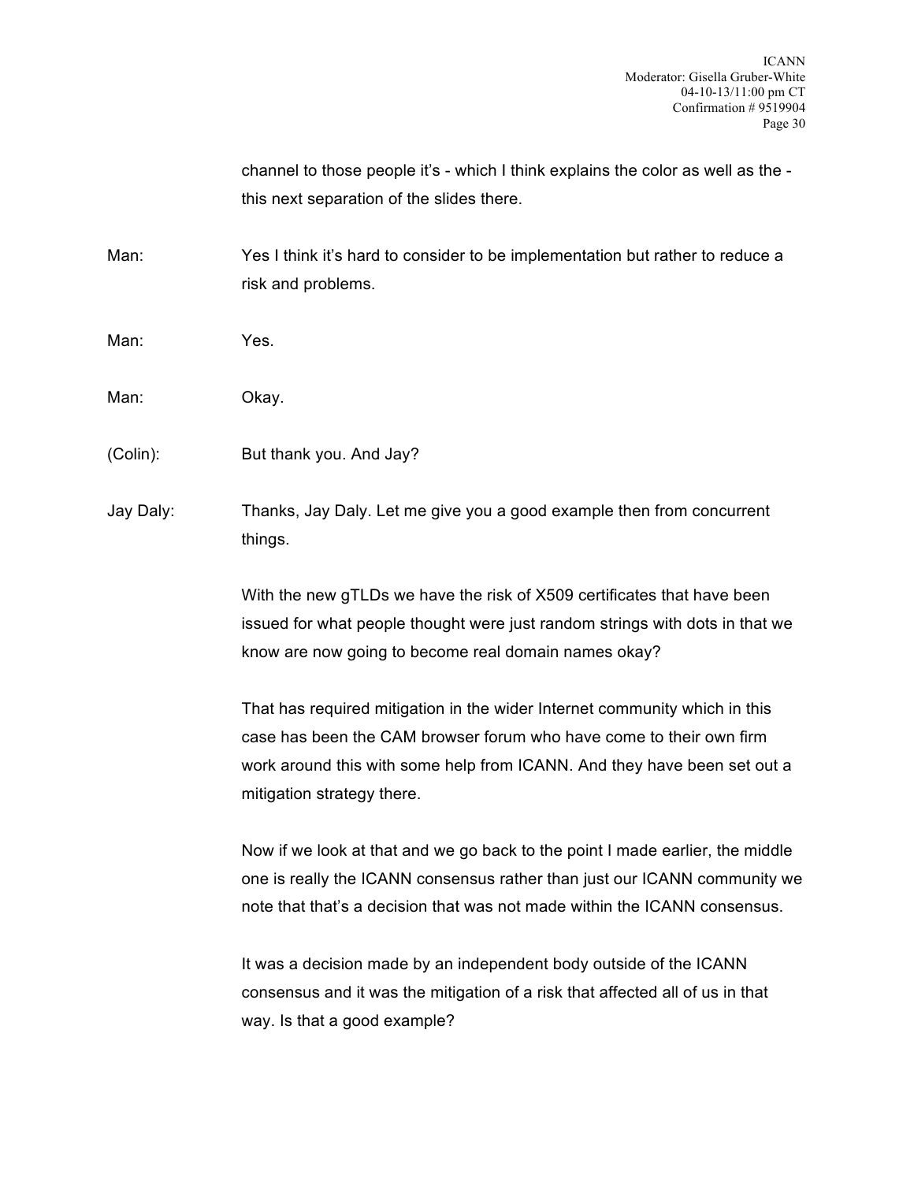channel to those people it's - which I think explains the color as well as the - this next separation of the slides there.

Man: Yes I think it's hard to consider to be implementation but rather to reduce a risk and problems.

Man: Yes.

Man: Okay.

(Colin): But thank you. And Jay?

Jay Daly: Thanks, Jay Daly. Let me give you a good example then from concurrent things.

With the new gTLDs we have the risk of X509 certificates that have been issued for what people thought were just random strings with dots in that we know are now going to become real domain names okay?

That has required mitigation in the wider Internet community which in this case has been the CAM browser forum who have come to their own firm work around this with some help from ICANN. And they have been set out a mitigation strategy there.

Now if we look at that and we go back to the point I made earlier, the middle one is really the ICANN consensus rather than just our ICANN community we note that that's a decision that was not made within the ICANN consensus.

It was a decision made by an independent body outside of the ICANN consensus and it was the mitigation of a risk that affected all of us in that way. Is that a good example?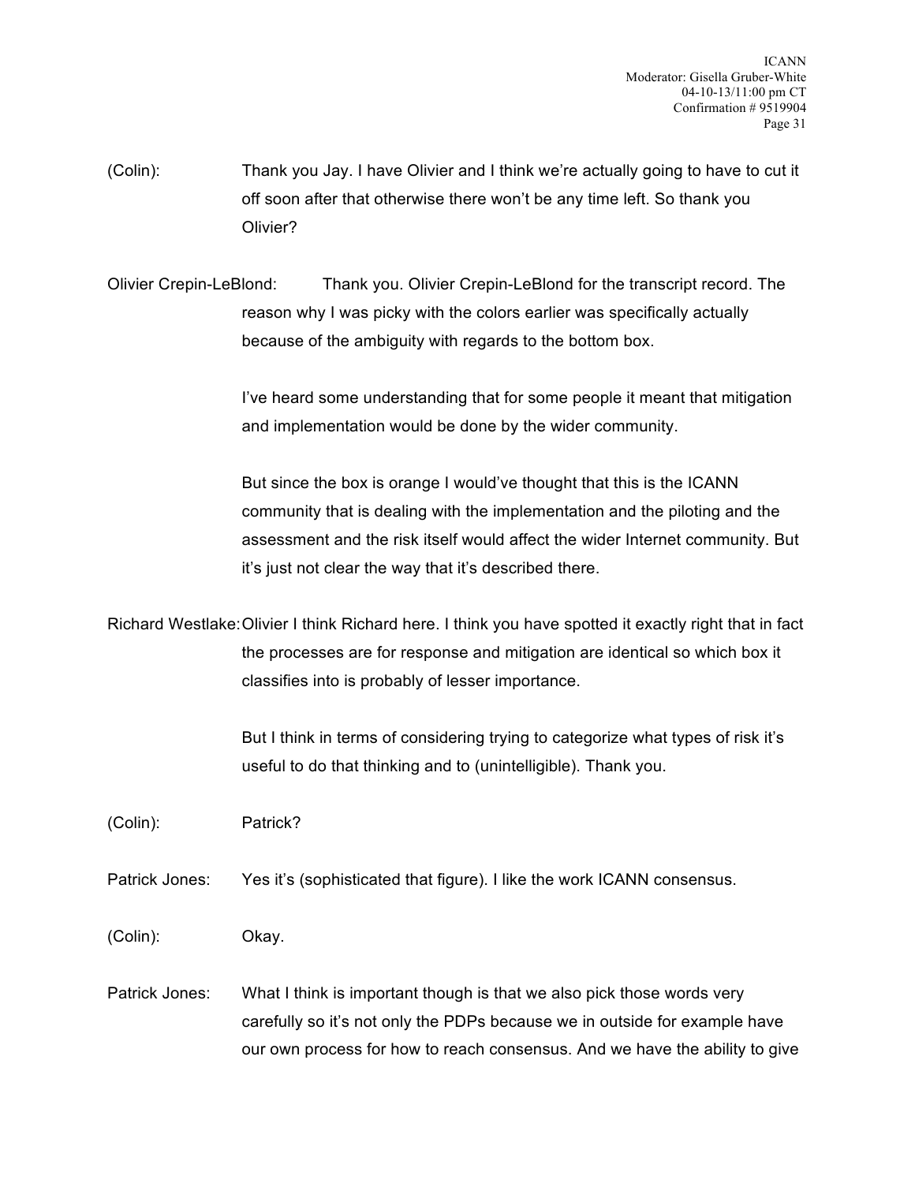(Colin): Thank you Jay. I have Olivier and I think we're actually going to have to cut it off soon after that otherwise there won't be any time left. So thank you Olivier?

Olivier Crepin-LeBlond: Thank you. Olivier Crepin-LeBlond for the transcript record. The reason why I was picky with the colors earlier was specifically actually because of the ambiguity with regards to the bottom box.

I've heard some understanding that for some people it meant that mitigation and implementation would be done by the wider community.

But since the box is orange I would've thought that this is the ICANN community that is dealing with the implementation and the piloting and the assessment and the risk itself would affect the wider Internet community. But it's just not clear the way that it's described there.

Richard Westlake: Olivier I think Richard here. I think you have spotted it exactly right that in fact the processes are for response and mitigation are identical so which box it classifies into is probably of lesser importance.

But I think in terms of considering trying to categorize what types of risk it's useful to do that thinking and to (unintelligible). Thank you.

(Colin): Patrick?

Patrick Jones: Yes it's (sophisticated that figure). I like the work ICANN consensus.

(Colin): Okay.

Patrick Jones: What I think is important though is that we also pick those words very carefully so it's not only the PDPs because we in outside for example have our own process for how to reach consensus. And we have the ability to give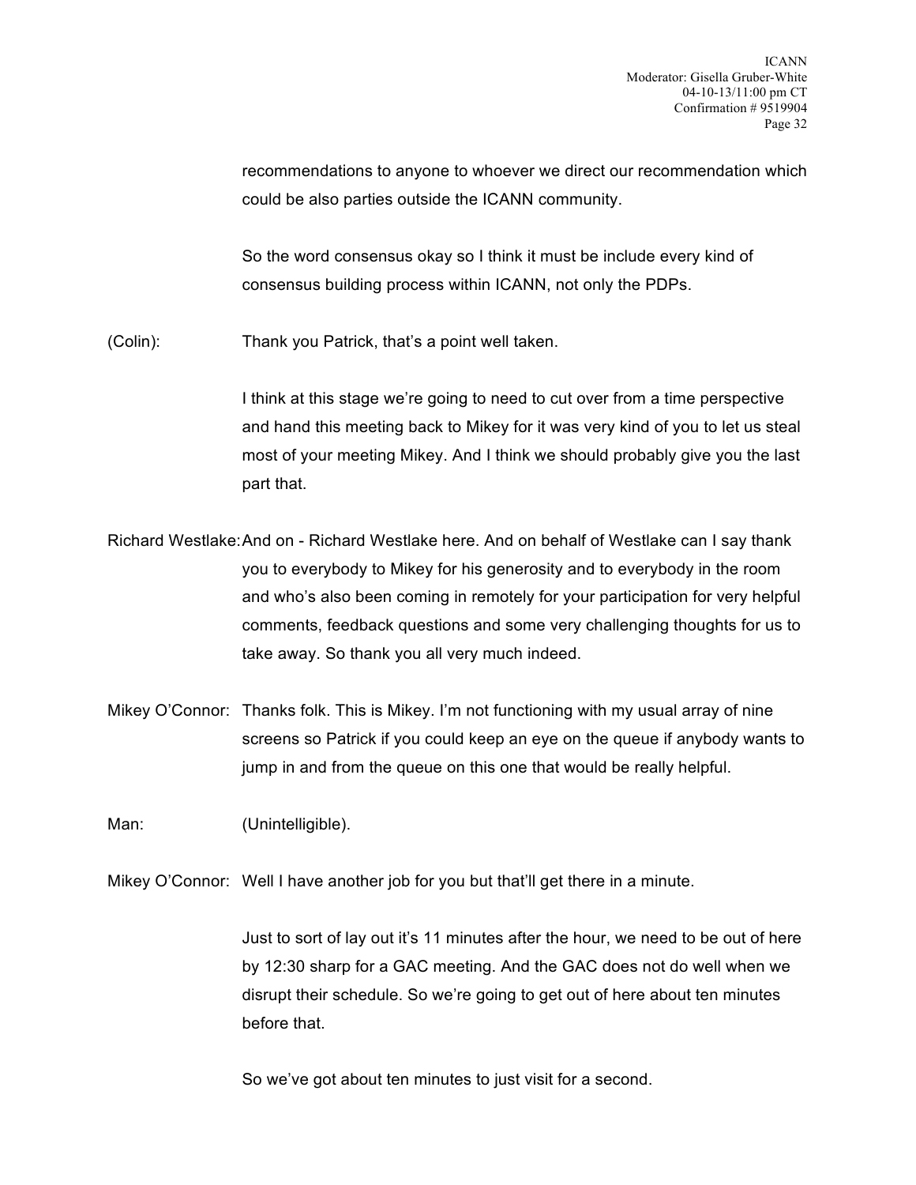recommendations to anyone to whoever we direct our recommendation which could be also parties outside the ICANN community.

So the word consensus okay so I think it must be include every kind of consensus building process within ICANN, not only the PDPs.

(Colin): Thank you Patrick, that's a point well taken.

I think at this stage we're going to need to cut over from a time perspective and hand this meeting back to Mikey for it was very kind of you to let us steal most of your meeting Mikey. And I think we should probably give you the last part that.

Richard Westlake: And on - Richard Westlake here. And on behalf of Westlake can I say thank you to everybody to Mikey for his generosity and to everybody in the room and who's also been coming in remotely for your participation for very helpful comments, feedback questions and some very challenging thoughts for us to take away. So thank you all very much indeed.

Mikey O'Connor: Thanks folk. This is Mikey. I'm not functioning with my usual array of nine screens so Patrick if you could keep an eye on the queue if anybody wants to jump in and from the queue on this one that would be really helpful.

Man: (Unintelligible).

Mikey O'Connor: Well I have another job for you but that'll get there in a minute.

Just to sort of lay out it's 11 minutes after the hour, we need to be out of here by 12:30 sharp for a GAC meeting. And the GAC does not do well when we disrupt their schedule. So we're going to get out of here about ten minutes before that.

So we've got about ten minutes to just visit for a second.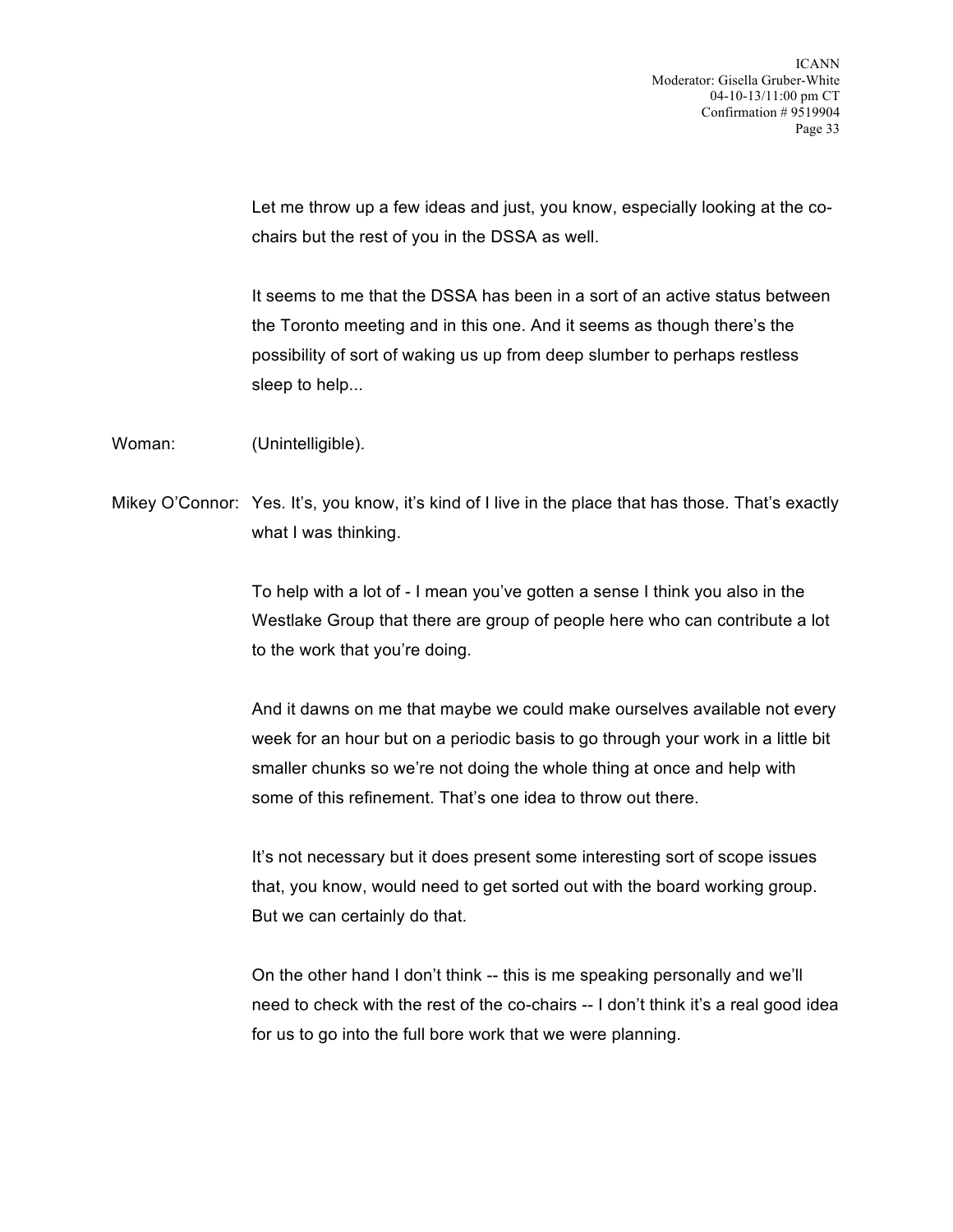Let me throw up a few ideas and just, you know, especially looking at the co-chairs but the rest of you in the DSSA as well.

It seems to me that the DSSA has been in a sort of an active status between the Toronto meeting and in this one. And it seems as though there's the possibility of sort of waking us up from deep slumber to perhaps restless sleep to help...

Woman: (Unintelligible).

Mikey O'Connor: Yes. It's, you know, it's kind of I live in the place that has those. That's exactly what I was thinking.

To help with a lot of - I mean you've gotten a sense I think you also in the Westlake Group that there are group of people here who can contribute a lot to the work that you're doing.

And it dawns on me that maybe we could make ourselves available not every week for an hour but on a periodic basis to go through your work in a little bit smaller chunks so we're not doing the whole thing at once and help with some of this refinement. That's one idea to throw out there.

It's not necessary but it does present some interesting sort of scope issues that, you know, would need to get sorted out with the board working group. But we can certainly do that.

On the other hand I don't think -- this is me speaking personally and we'll need to check with the rest of the co-chairs -- I don't think it's a real good idea for us to go into the full bore work that we were planning.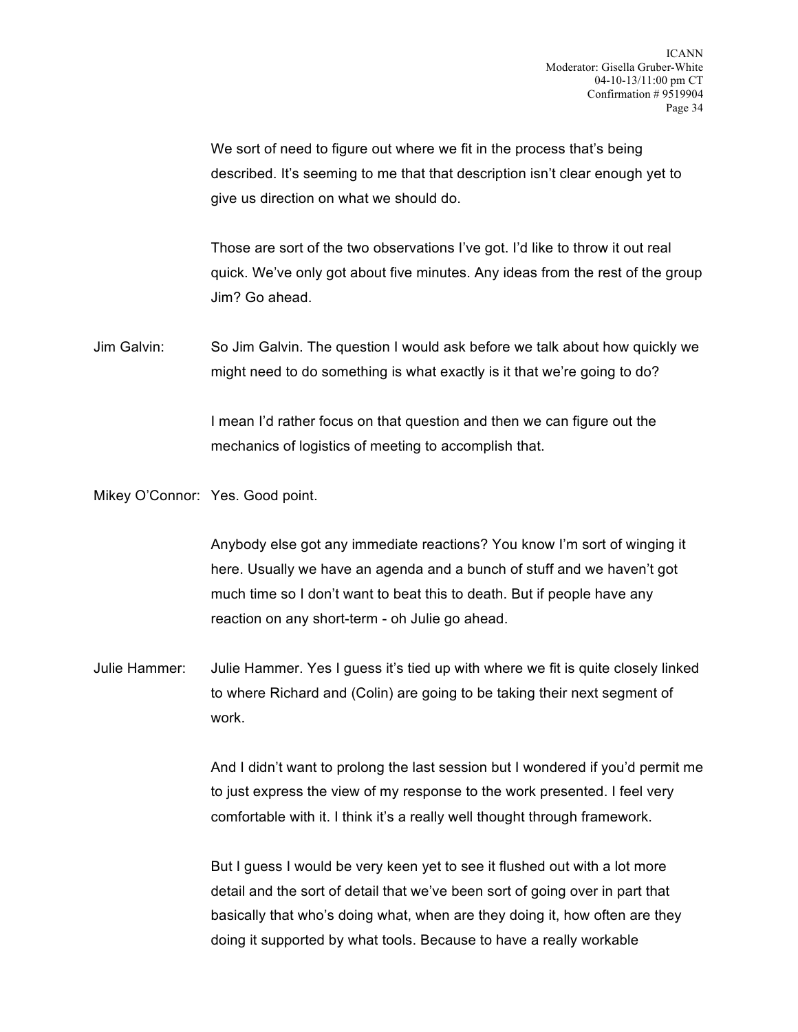We sort of need to figure out where we fit in the process that's being described. It's seeming to me that that description isn't clear enough yet to give us direction on what we should do.

Those are sort of the two observations I've got. I'd like to throw it out real quick. We've only got about five minutes. Any ideas from the rest of the group Jim? Go ahead.

Jim Galvin: So Jim Galvin. The question I would ask before we talk about how quickly we might need to do something is what exactly is it that we're going to do?

I mean I'd rather focus on that question and then we can figure out the mechanics of logistics of meeting to accomplish that.

Mikey O'Connor: Yes. Good point.

Anybody else got any immediate reactions? You know I'm sort of winging it here. Usually we have an agenda and a bunch of stuff and we haven't got much time so I don't want to beat this to death. But if people have any reaction on any short-term - oh Julie go ahead.

Julie Hammer: Julie Hammer. Yes I guess it's tied up with where we fit is quite closely linked to where Richard and (Colin) are going to be taking their next segment of work.

And I didn't want to prolong the last session but I wondered if you'd permit me to just express the view of my response to the work presented. I feel very comfortable with it. I think it's a really well thought through framework.

But I guess I would be very keen yet to see it flushed out with a lot more detail and the sort of detail that we've been sort of going over in part that basically that who's doing what, when are they doing it, how often are they doing it supported by what tools. Because to have a really workable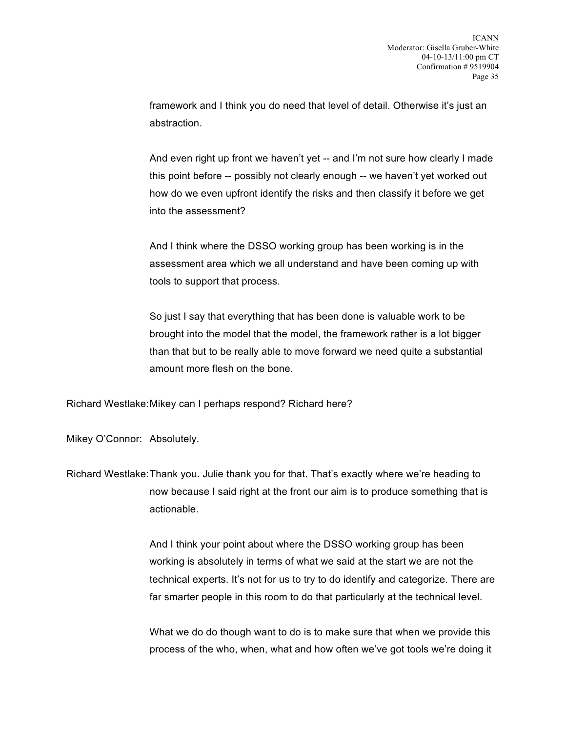framework and I think you do need that level of detail. Otherwise it's just an abstraction.

And even right up front we haven't yet -- and I'm not sure how clearly I made this point before -- possibly not clearly enough -- we haven't yet worked out how do we even upfront identify the risks and then classify it before we get into the assessment?

And I think where the DSSO working group has been working is in the assessment area which we all understand and have been coming up with tools to support that process.

So just I say that everything that has been done is valuable work to be brought into the model that the model, the framework rather is a lot bigger than that but to be really able to move forward we need quite a substantial amount more flesh on the bone.

Richard Westlake: Mikey can I perhaps respond? Richard here?

Mikey O'Connor: Absolutely.

Richard Westlake: Thank you. Julie thank you for that. That's exactly where we're heading to now because I said right at the front our aim is to produce something that is actionable.

And I think your point about where the DSSO working group has been working is absolutely in terms of what we said at the start we are not the technical experts. It's not for us to try to do identify and categorize. There are far smarter people in this room to do that particularly at the technical level.

What we do do though want to do is to make sure that when we provide this process of the who, when, what and how often we've got tools we're doing it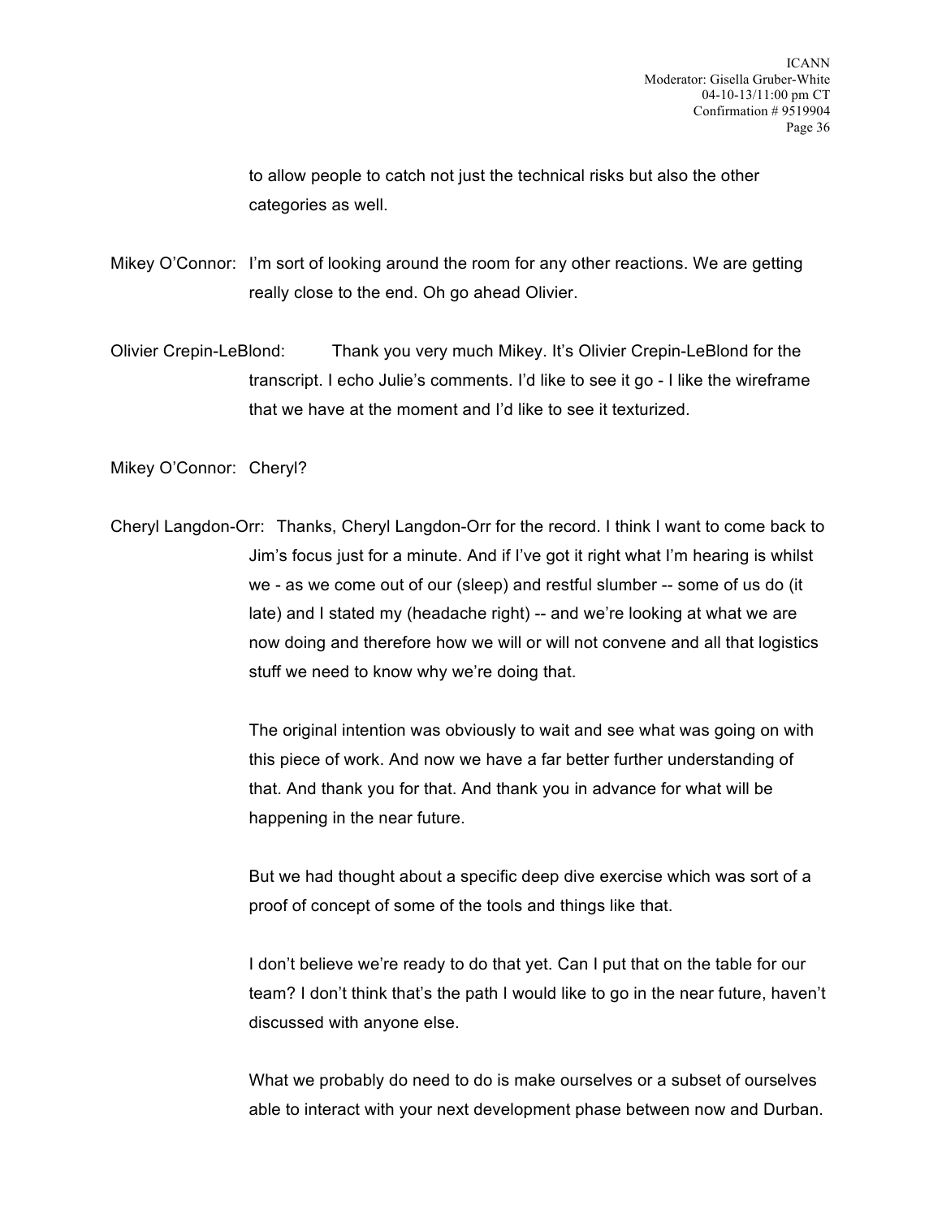to allow people to catch not just the technical risks but also the other categories as well.

Mikey O'Connor: I'm sort of looking around the room for any other reactions. We are getting really close to the end. Oh go ahead Olivier.

Olivier Crepin-LeBlond: Thank you very much Mikey. It's Olivier Crepin-LeBlond for the transcript. I echo Julie's comments. I'd like to see it go - I like the wireframe that we have at the moment and I'd like to see it texturized.

Mikey O'Connor: Cheryl?

Cheryl Langdon-Orr: Thanks, Cheryl Langdon-Orr for the record. I think I want to come back to Jim's focus just for a minute. And if I've got it right what I'm hearing is whilst we - as we come out of our (sleep) and restful slumber -- some of us do (it late) and I stated my (headache right) -- and we're looking at what we are now doing and therefore how we will or will not convene and all that logistics stuff we need to know why we're doing that.

The original intention was obviously to wait and see what was going on with this piece of work. And now we have a far better further understanding of that. And thank you for that. And thank you in advance for what will be happening in the near future.

But we had thought about a specific deep dive exercise which was sort of a proof of concept of some of the tools and things like that.

I don't believe we're ready to do that yet. Can I put that on the table for our team? I don't think that's the path I would like to go in the near future, haven't discussed with anyone else.

What we probably do need to do is make ourselves or a subset of ourselves able to interact with your next development phase between now and Durban.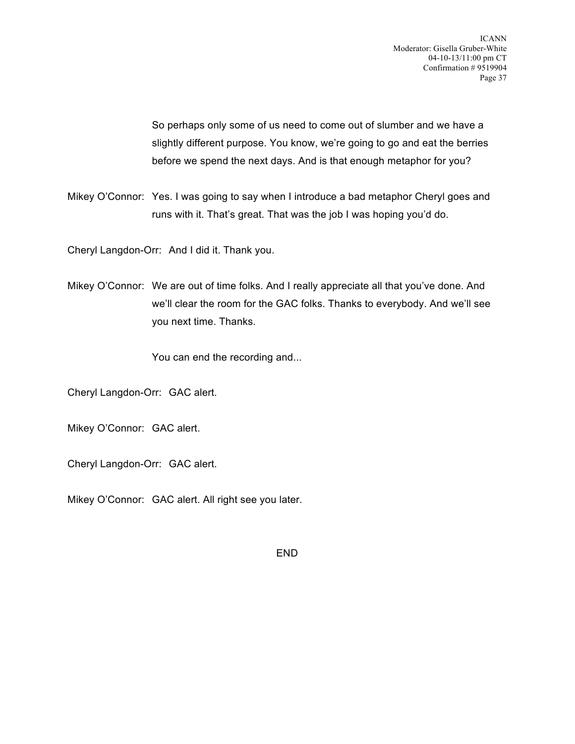So perhaps only some of us need to come out of slumber and we have a slightly different purpose. You know, we're going to go and eat the berries before we spend the next days. And is that enough metaphor for you?

Mikey O'Connor: Yes. I was going to say when I introduce a bad metaphor Cheryl goes and runs with it. That's great. That was the job I was hoping you'd do.

Cheryl Langdon-Orr: And I did it. Thank you.

Mikey O'Connor: We are out of time folks. And I really appreciate all that you've done. And we'll clear the room for the GAC folks. Thanks to everybody. And we'll see you next time. Thanks.

You can end the recording and...

Cheryl Langdon-Orr: GAC alert.

Mikey O'Connor: GAC alert.

Cheryl Langdon-Orr: GAC alert.

Mikey O'Connor: GAC alert. All right see you later.

END